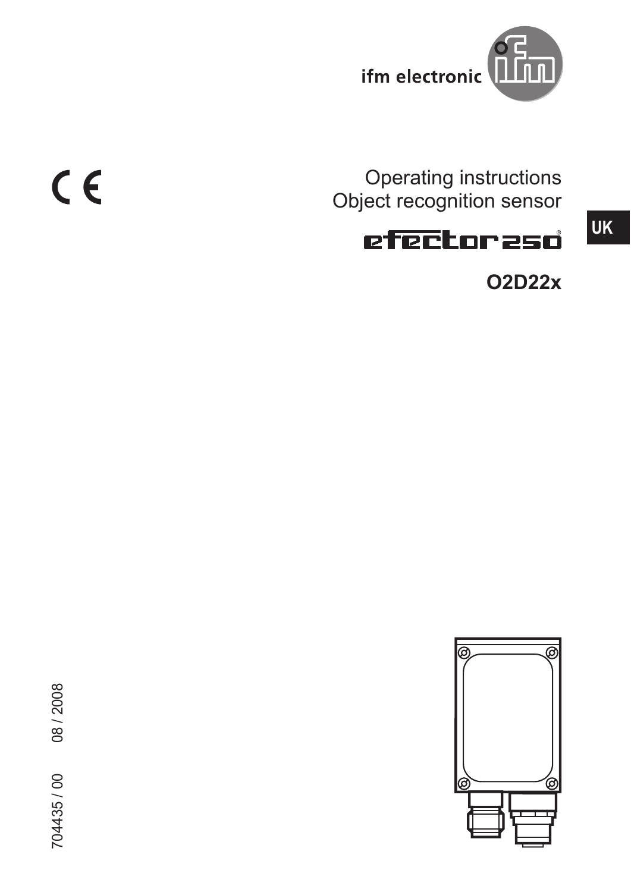ifm electronic

CE

# Operating instructions
# Object recognition sensor

efector250®

**O2D22x**

UK

704435 / 00 08 / 2008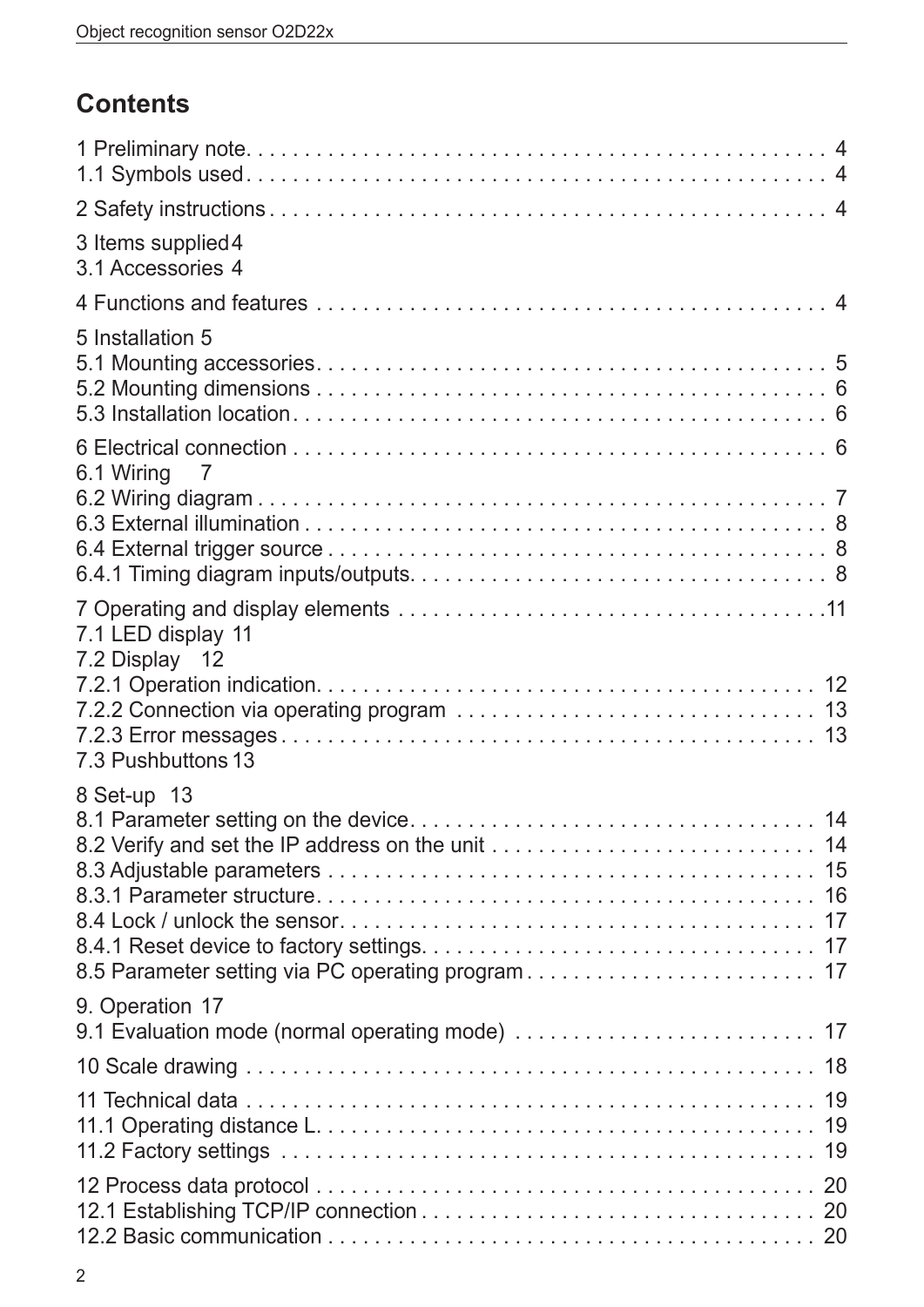## Contents

1 Preliminary note. . . . . . . . . . . . . . . . . . . . . . . . . . . . . . . . . . . . . . . . . . . . . . . . 4
1.1 Symbols used. . . . . . . . . . . . . . . . . . . . . . . . . . . . . . . . . . . . . . . . . . . . . . . . 4

2 Safety instructions . . . . . . . . . . . . . . . . . . . . . . . . . . . . . . . . . . . . . . . . . . . . . 4

3 Items supplied 4
3.1 Accessories 4

4 Functions and features . . . . . . . . . . . . . . . . . . . . . . . . . . . . . . . . . . . . . . . . . . 4

5 Installation 5
5.1 Mounting accessories. . . . . . . . . . . . . . . . . . . . . . . . . . . . . . . . . . . . . . . . . . . 5
5.2 Mounting dimensions . . . . . . . . . . . . . . . . . . . . . . . . . . . . . . . . . . . . . . . . . . . 6
5.3 Installation location. . . . . . . . . . . . . . . . . . . . . . . . . . . . . . . . . . . . . . . . . . . . . 6

6 Electrical connection . . . . . . . . . . . . . . . . . . . . . . . . . . . . . . . . . . . . . . . . . . . . 6
6.1 Wiring 7
6.2 Wiring diagram . . . . . . . . . . . . . . . . . . . . . . . . . . . . . . . . . . . . . . . . . . . . . . . 7
6.3 External illumination . . . . . . . . . . . . . . . . . . . . . . . . . . . . . . . . . . . . . . . . . . . 8
6.4 External trigger source . . . . . . . . . . . . . . . . . . . . . . . . . . . . . . . . . . . . . . . . . . 8
6.4.1 Timing diagram inputs/outputs. . . . . . . . . . . . . . . . . . . . . . . . . . . . . . . . . . . 8

7 Operating and display elements . . . . . . . . . . . . . . . . . . . . . . . . . . . . . . . . . . . .11
7.1 LED display 11
7.2 Display 12
7.2.1 Operation indication. . . . . . . . . . . . . . . . . . . . . . . . . . . . . . . . . . . . . . . . . . 12
7.2.2 Connection via operating program . . . . . . . . . . . . . . . . . . . . . . . . . . . . . . . 13
7.2.3 Error messages . . . . . . . . . . . . . . . . . . . . . . . . . . . . . . . . . . . . . . . . . . . . . 13
7.3 Pushbuttons 13

8 Set-up 13
8.1 Parameter setting on the device. . . . . . . . . . . . . . . . . . . . . . . . . . . . . . . . . . . 14
8.2 Verify and set the IP address on the unit . . . . . . . . . . . . . . . . . . . . . . . . . . . . 14
8.3 Adjustable parameters . . . . . . . . . . . . . . . . . . . . . . . . . . . . . . . . . . . . . . . . . . 15
8.3.1 Parameter structure. . . . . . . . . . . . . . . . . . . . . . . . . . . . . . . . . . . . . . . . . . . 16
8.4 Lock / unlock the sensor. . . . . . . . . . . . . . . . . . . . . . . . . . . . . . . . . . . . . . . . . 17
8.4.1 Reset device to factory settings. . . . . . . . . . . . . . . . . . . . . . . . . . . . . . . . . . 17
8.5 Parameter setting via PC operating program . . . . . . . . . . . . . . . . . . . . . . . . . 17

9. Operation 17
9.1 Evaluation mode (normal operating mode) . . . . . . . . . . . . . . . . . . . . . . . . . . 17

10 Scale drawing . . . . . . . . . . . . . . . . . . . . . . . . . . . . . . . . . . . . . . . . . . . . . . . . 18

11 Technical data . . . . . . . . . . . . . . . . . . . . . . . . . . . . . . . . . . . . . . . . . . . . . . . . 19
11.1 Operating distance L. . . . . . . . . . . . . . . . . . . . . . . . . . . . . . . . . . . . . . . . . . . 19
11.2 Factory settings . . . . . . . . . . . . . . . . . . . . . . . . . . . . . . . . . . . . . . . . . . . . . . 19

12 Process data protocol . . . . . . . . . . . . . . . . . . . . . . . . . . . . . . . . . . . . . . . . . . . 20
12.1 Establishing TCP/IP connection . . . . . . . . . . . . . . . . . . . . . . . . . . . . . . . . . . 20
12.2 Basic communication . . . . . . . . . . . . . . . . . . . . . . . . . . . . . . . . . . . . . . . . . . 20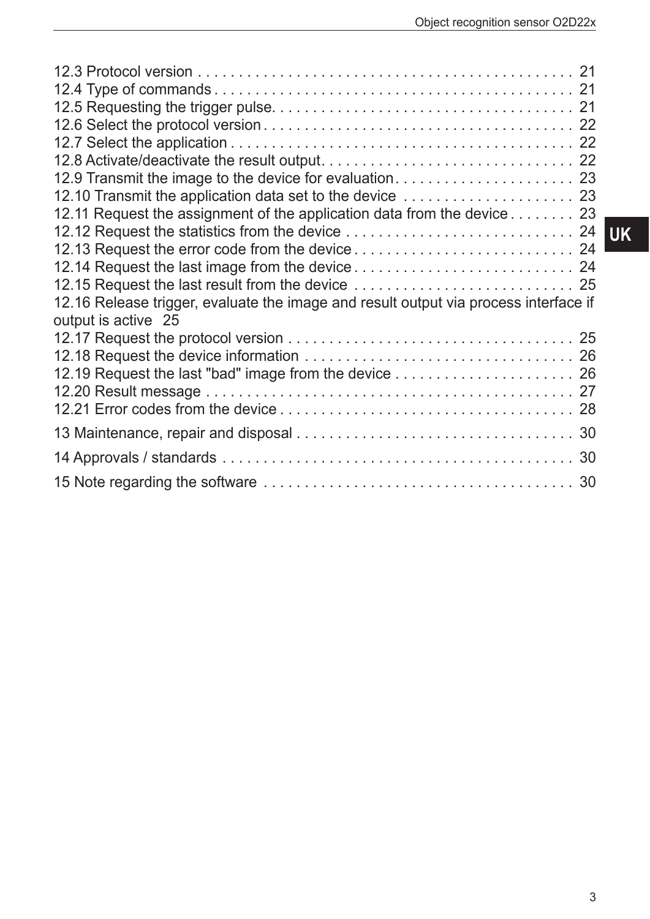12.3 Protocol version . . . . . . . . . . . . . . . . . . . . . . . . . . . . . . . . . . . . . . . . . . . . . 21
12.4 Type of commands . . . . . . . . . . . . . . . . . . . . . . . . . . . . . . . . . . . . . . . . . . . . 21
12.5 Requesting the trigger pulse. . . . . . . . . . . . . . . . . . . . . . . . . . . . . . . . . . . . . . 21
12.6 Select the protocol version . . . . . . . . . . . . . . . . . . . . . . . . . . . . . . . . . . . . . . . 22
12.7 Select the application . . . . . . . . . . . . . . . . . . . . . . . . . . . . . . . . . . . . . . . . . . 22
12.8 Activate/deactivate the result output. . . . . . . . . . . . . . . . . . . . . . . . . . . . . . . 22
12.9 Transmit the image to the device for evaluation. . . . . . . . . . . . . . . . . . . . . . 23
12.10 Transmit the application data set to the device . . . . . . . . . . . . . . . . . . . . . 23
12.11 Request the assignment of the application data from the device . . . . . . . . 23
12.12 Request the statistics from the device . . . . . . . . . . . . . . . . . . . . . . . . . . . . 24
12.13 Request the error code from the device . . . . . . . . . . . . . . . . . . . . . . . . . . . 24
12.14 Request the last image from the device . . . . . . . . . . . . . . . . . . . . . . . . . . . 24
12.15 Request the last result from the device . . . . . . . . . . . . . . . . . . . . . . . . . . . 25
12.16 Release trigger, evaluate the image and result output via process interface if output is active 25
12.17 Request the protocol version . . . . . . . . . . . . . . . . . . . . . . . . . . . . . . . . . . . 25
12.18 Request the device information . . . . . . . . . . . . . . . . . . . . . . . . . . . . . . . . . 26
12.19 Request the last "bad" image from the device . . . . . . . . . . . . . . . . . . . . . . 26
12.20 Result message . . . . . . . . . . . . . . . . . . . . . . . . . . . . . . . . . . . . . . . . . . . . . 27
12.21 Error codes from the device . . . . . . . . . . . . . . . . . . . . . . . . . . . . . . . . . . . . 28

13 Maintenance, repair and disposal . . . . . . . . . . . . . . . . . . . . . . . . . . . . . . . . . . 30

14 Approvals / standards . . . . . . . . . . . . . . . . . . . . . . . . . . . . . . . . . . . . . . . . . . . 30

15 Note regarding the software . . . . . . . . . . . . . . . . . . . . . . . . . . . . . . . . . . . . . . 30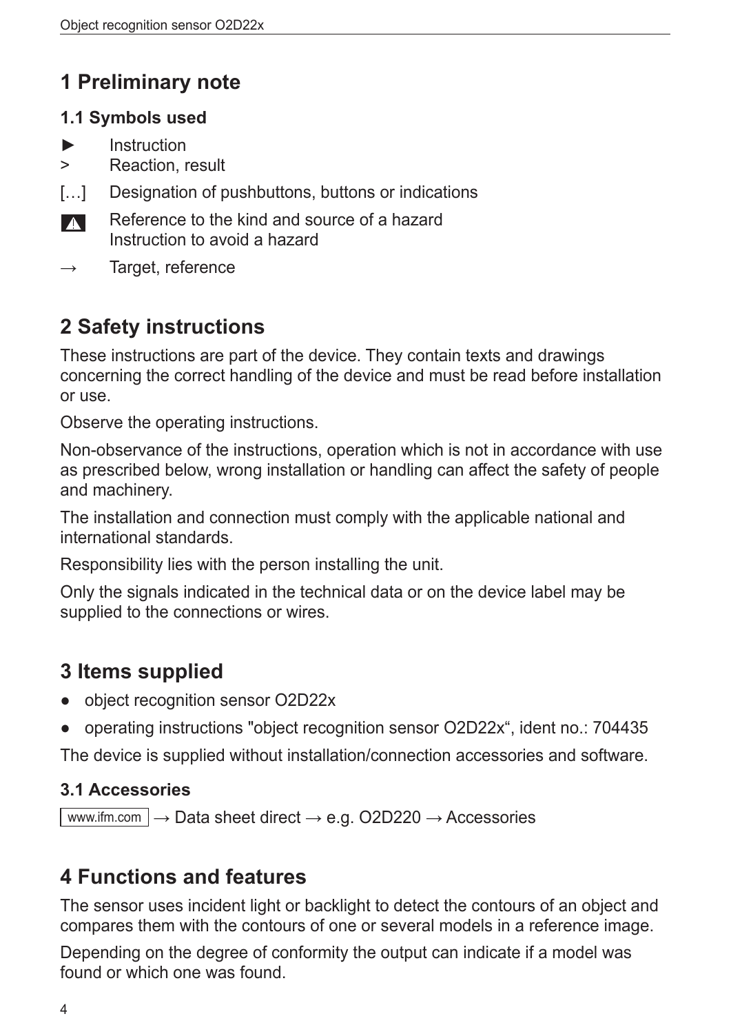# 1 Preliminary note

## 1.1 Symbols used

► Instruction

&gt; Reaction, result

[…] Designation of pushbuttons, buttons or indications

⚠ Reference to the kind and source of a hazard
Instruction to avoid a hazard

→ Target, reference

# 2 Safety instructions

These instructions are part of the device. They contain texts and drawings concerning the correct handling of the device and must be read before installation or use.

Observe the operating instructions.

Non-observance of the instructions, operation which is not in accordance with use as prescribed below, wrong installation or handling can affect the safety of people and machinery.

The installation and connection must comply with the applicable national and international standards.

Responsibility lies with the person installing the unit.

Only the signals indicated in the technical data or on the device label may be supplied to the connections or wires.

# 3 Items supplied

- object recognition sensor O2D22x
- operating instructions "object recognition sensor O2D22x“, ident no.: 704435

The device is supplied without installation/connection accessories and software.

## 3.1 Accessories

www.ifm.com → Data sheet direct → e.g. O2D220 → Accessories

# 4 Functions and features

The sensor uses incident light or backlight to detect the contours of an object and compares them with the contours of one or several models in a reference image.

Depending on the degree of conformity the output can indicate if a model was found or which one was found.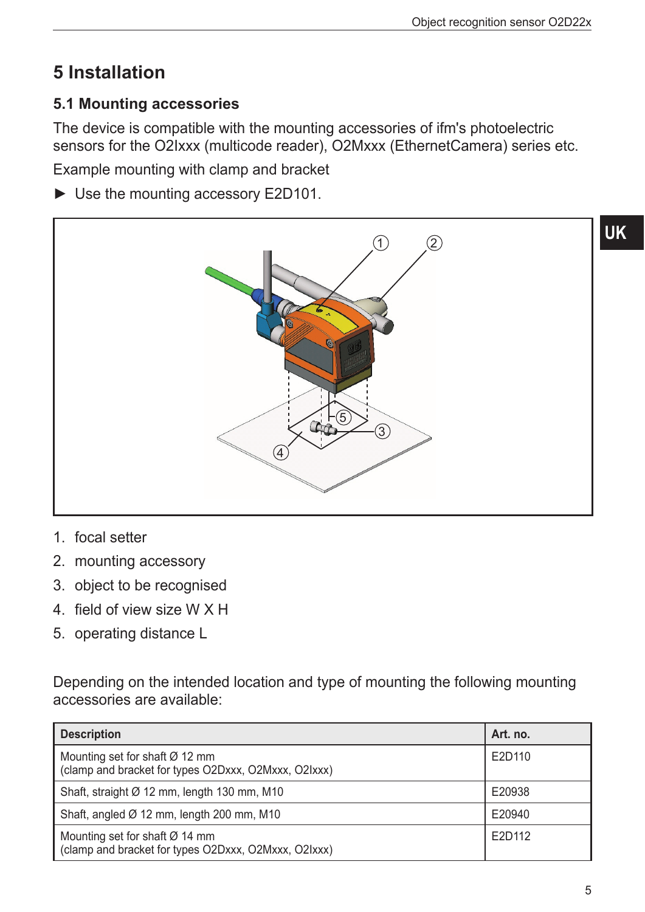# 5 Installation

## 5.1 Mounting accessories

The device is compatible with the mounting accessories of ifm's photoelectric sensors for the O2Ixxx (multicode reader), O2Mxxx (EthernetCamera) series etc.

Example mounting with clamp and bracket

► Use the mounting accessory E2D101.

1. focal setter
2. mounting accessory
3. object to be recognised
4. field of view size W X H
5. operating distance L

Depending on the intended location and type of mounting the following mounting accessories are available:

| Description | Art. no. |
|---|---|
| Mounting set for shaft Ø 12 mm<br>(clamp and bracket for types O2Dxxx, O2Mxxx, O2Ixxx) | E2D110 |
| Shaft, straight Ø 12 mm, length 130 mm, M10 | E20938 |
| Shaft, angled Ø 12 mm, length 200 mm, M10 | E20940 |
| Mounting set for shaft Ø 14 mm<br>(clamp and bracket for types O2Dxxx, O2Mxxx, O2Ixxx) | E2D112 |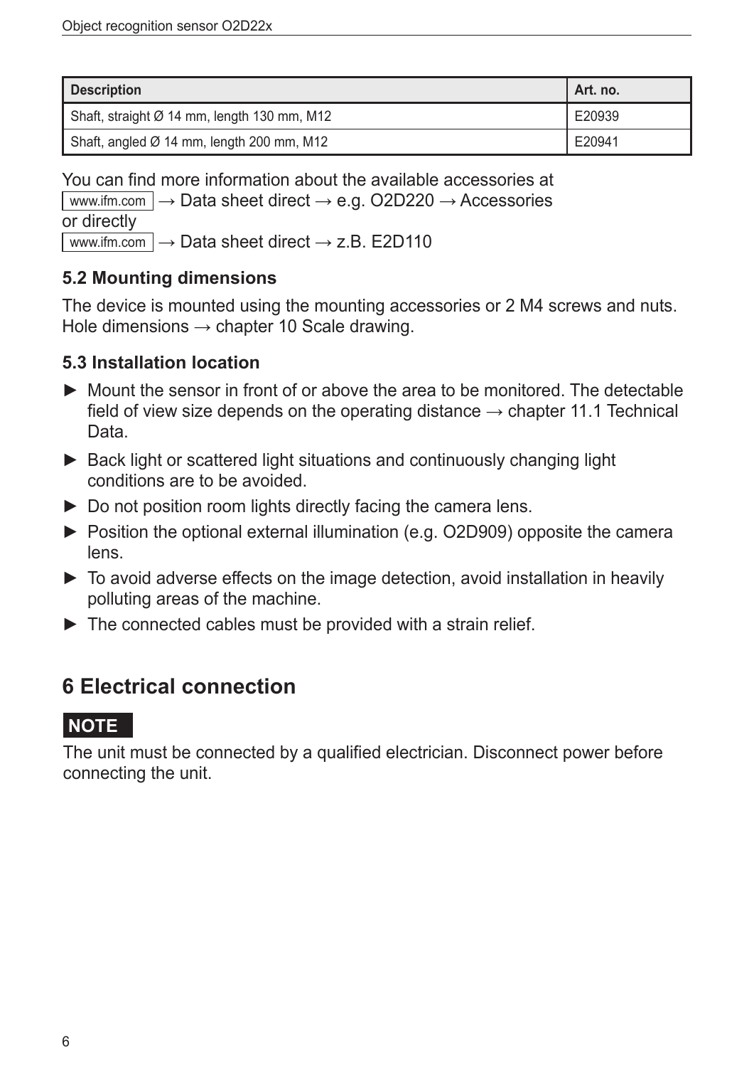| Description | Art. no. |
| --- | --- |
| Shaft, straight Ø 14 mm, length 130 mm, M12 | E20939 |
| Shaft, angled Ø 14 mm, length 200 mm, M12 | E20941 |

You can find more information about the available accessories at
www.ifm.com → Data sheet direct → e.g. O2D220 → Accessories
or directly
www.ifm.com → Data sheet direct → z.B. E2D110

### 5.2 Mounting dimensions

The device is mounted using the mounting accessories or 2 M4 screws and nuts. Hole dimensions → chapter 10 Scale drawing.

### 5.3 Installation location

► Mount the sensor in front of or above the area to be monitored. The detectable field of view size depends on the operating distance → chapter 11.1 Technical Data.

► Back light or scattered light situations and continuously changing light conditions are to be avoided.

► Do not position room lights directly facing the camera lens.

► Position the optional external illumination (e.g. O2D909) opposite the camera lens.

► To avoid adverse effects on the image detection, avoid installation in heavily polluting areas of the machine.

► The connected cables must be provided with a strain relief.

## 6 Electrical connection

**NOTE**

The unit must be connected by a qualified electrician. Disconnect power before connecting the unit.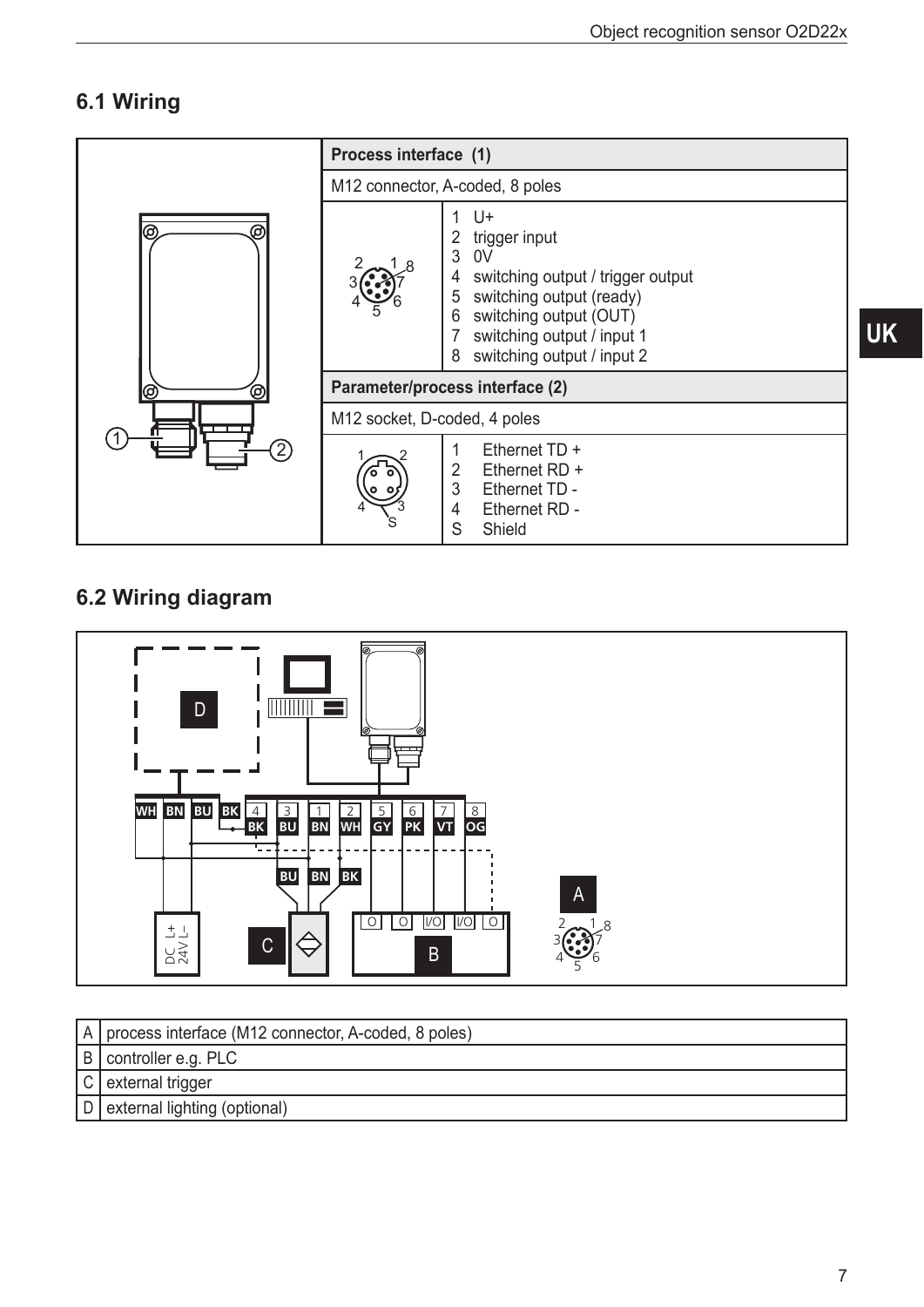## 6.1 Wiring

| | Process interface (1) | |
|---|---|---|
| | M12 connector, A-coded, 8 poles | |
| | | 1 U+<br>2 trigger input<br>3 0V<br>4 switching output / trigger output<br>5 switching output (ready)<br>6 switching output (OUT)<br>7 switching output / input 1<br>8 switching output / input 2 |
| | Parameter/process interface (2) | |
| | M12 socket, D-coded, 4 poles | |
| | | 1 Ethernet TD +<br>2 Ethernet RD +<br>3 Ethernet TD -<br>4 Ethernet RD -<br>S Shield |

## 6.2 Wiring diagram

| | |
|---|---|
| A | process interface (M12 connector, A-coded, 8 poles) |
| B | controller e.g. PLC |
| C | external trigger |
| D | external lighting (optional) |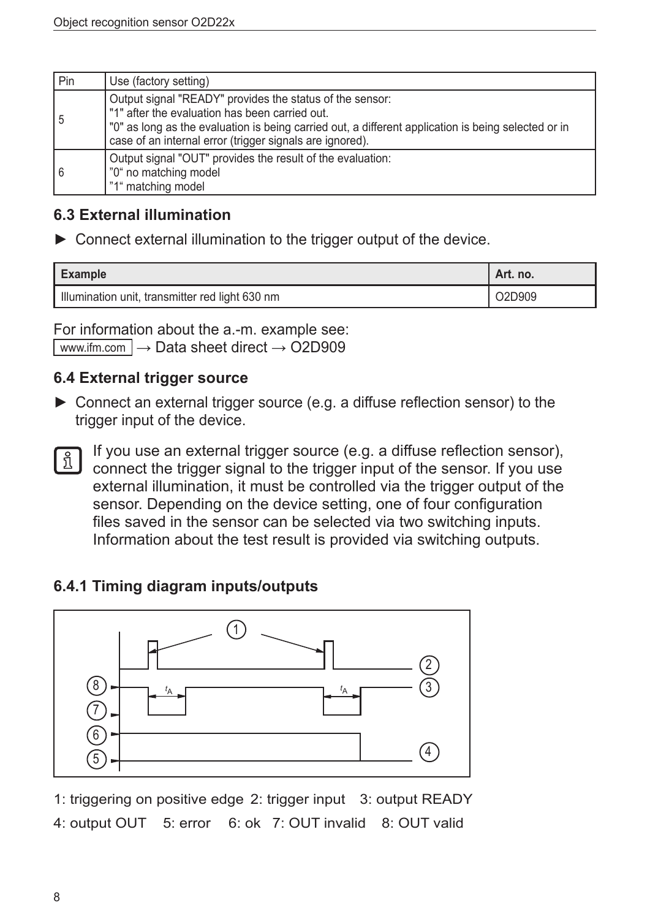| Pin | Use (factory setting) |
|---|---|
| 5 | Output signal "READY" provides the status of the sensor:<br>"1" after the evaluation has been carried out.<br>"0" as long as the evaluation is being carried out, a different application is being selected or in case of an internal error (trigger signals are ignored). |
| 6 | Output signal "OUT" provides the result of the evaluation:<br>"0" no matching model<br>"1" matching model |

### 6.3 External illumination

► Connect external illumination to the trigger output of the device.

| Example | Art. no. |
|---|---|
| Illumination unit, transmitter red light 630 nm | O2D909 |

For information about the a.-m. example see:
www.ifm.com → Data sheet direct → O2D909

### 6.4 External trigger source

► Connect an external trigger source (e.g. a diffuse reflection sensor) to the trigger input of the device.

If you use an external trigger source (e.g. a diffuse reflection sensor), connect the trigger signal to the trigger input of the sensor. If you use external illumination, it must be controlled via the trigger output of the sensor. Depending on the device setting, one of four configuration files saved in the sensor can be selected via two switching inputs. Information about the test result is provided via switching outputs.

#### 6.4.1 Timing diagram inputs/outputs

1: triggering on positive edge 2: trigger input 3: output READY
4: output OUT 5: error 6: ok 7: OUT invalid 8: OUT valid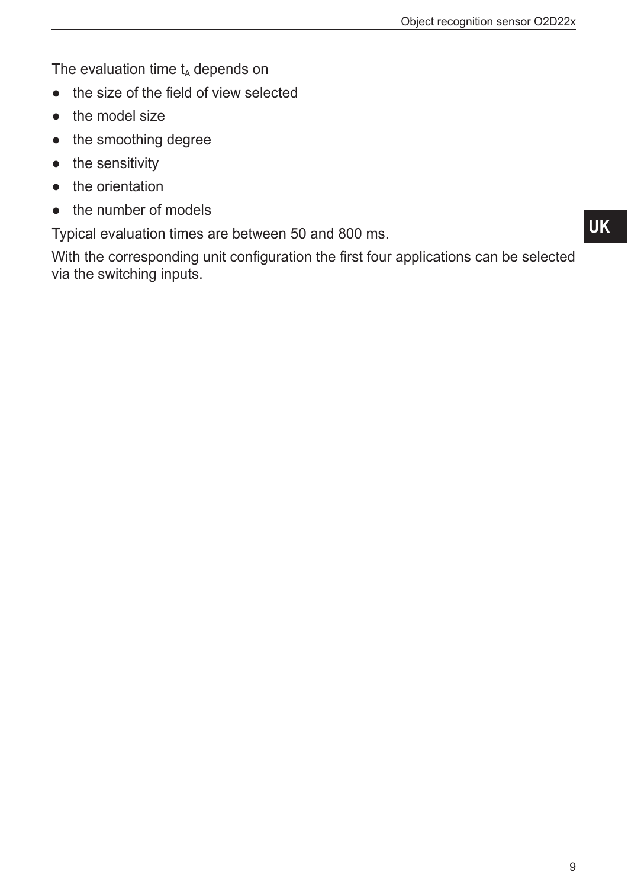The evaluation time $t_A$ depends on

- the size of the field of view selected
- the model size
- the smoothing degree
- the sensitivity
- the orientation
- the number of models

Typical evaluation times are between 50 and 800 ms.

With the corresponding unit configuration the first four applications can be selected via the switching inputs.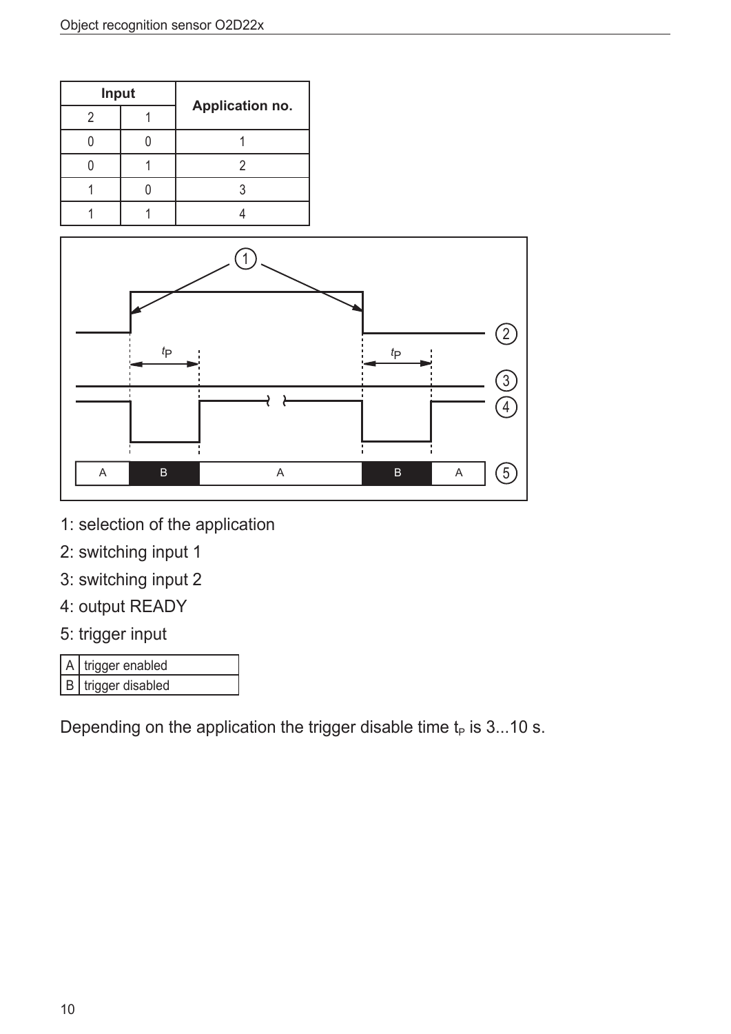| Input | | Application no. |
|---|---|---|
| 2 | 1 | |
| 0 | 0 | 1 |
| 0 | 1 | 2 |
| 1 | 0 | 3 |
| 1 | 1 | 4 |

1: selection of the application

2: switching input 1

3: switching input 2

4: output READY

5: trigger input

| A | trigger enabled |
|---|---|
| B | trigger disabled |

Depending on the application the trigger disable time $t_P$ is 3...10 s.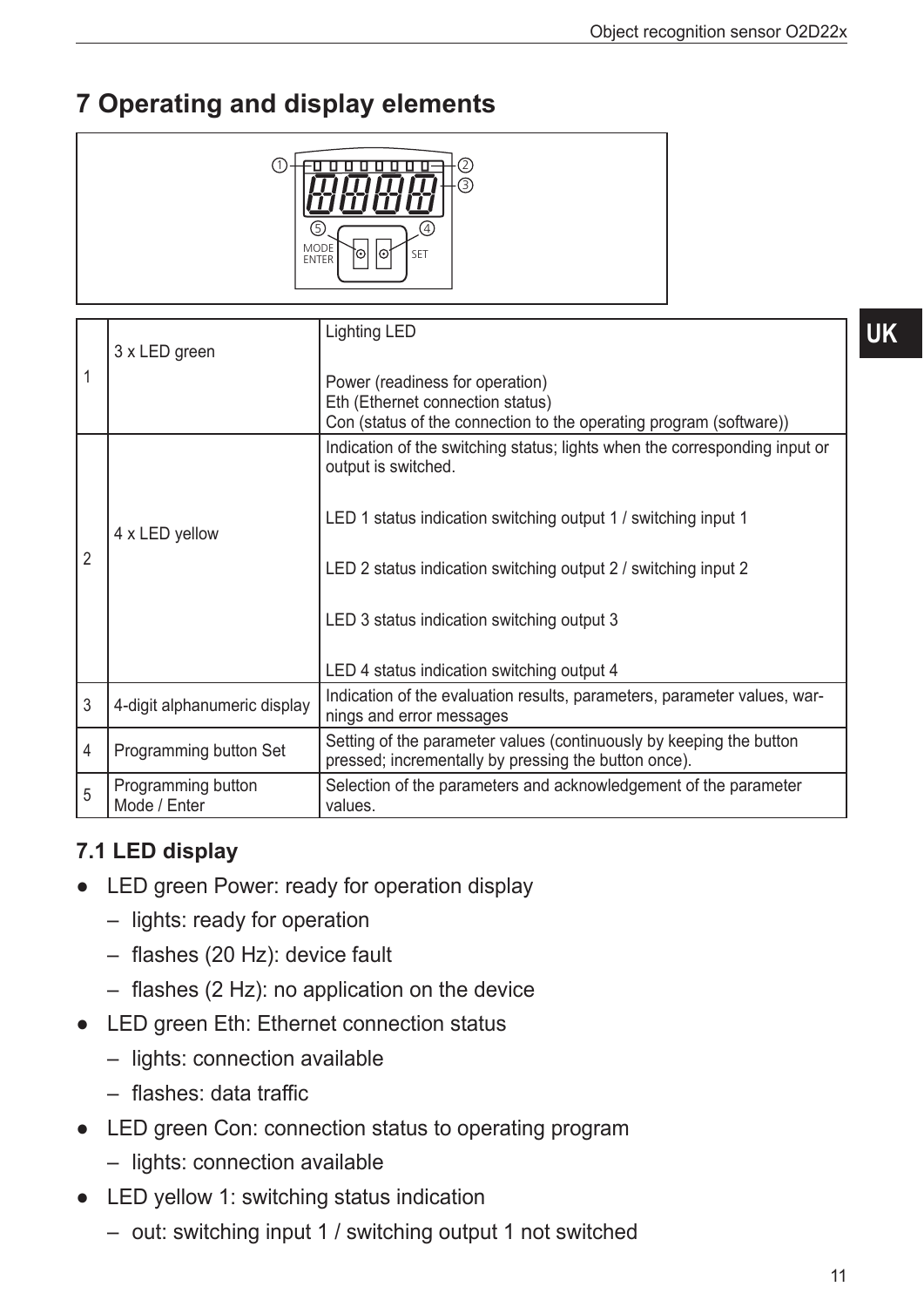# 7 Operating and display elements

| | | |
|---|---|---|
| 1 | 3 x LED green | Lighting LED<br><br>Power (readiness for operation)<br>Eth (Ethernet connection status)<br>Con (status of the connection to the operating program (software)) |
| 2 | 4 x LED yellow | Indication of the switching status; lights when the corresponding input or output is switched.<br><br>LED 1 status indication switching output 1 / switching input 1<br><br>LED 2 status indication switching output 2 / switching input 2<br><br>LED 3 status indication switching output 3<br><br>LED 4 status indication switching output 4 |
| 3 | 4-digit alphanumeric display | Indication of the evaluation results, parameters, parameter values, warnings and error messages |
| 4 | Programming button Set | Setting of the parameter values (continuously by keeping the button pressed; incrementally by pressing the button once). |
| 5 | Programming button Mode / Enter | Selection of the parameters and acknowledgement of the parameter values. |

## 7.1 LED display

- LED green Power: ready for operation display
  - lights: ready for operation
  - flashes (20 Hz): device fault
  - flashes (2 Hz): no application on the device
- LED green Eth: Ethernet connection status
  - lights: connection available
  - flashes: data traffic
- LED green Con: connection status to operating program
  - lights: connection available
- LED yellow 1: switching status indication
  - out: switching input 1 / switching output 1 not switched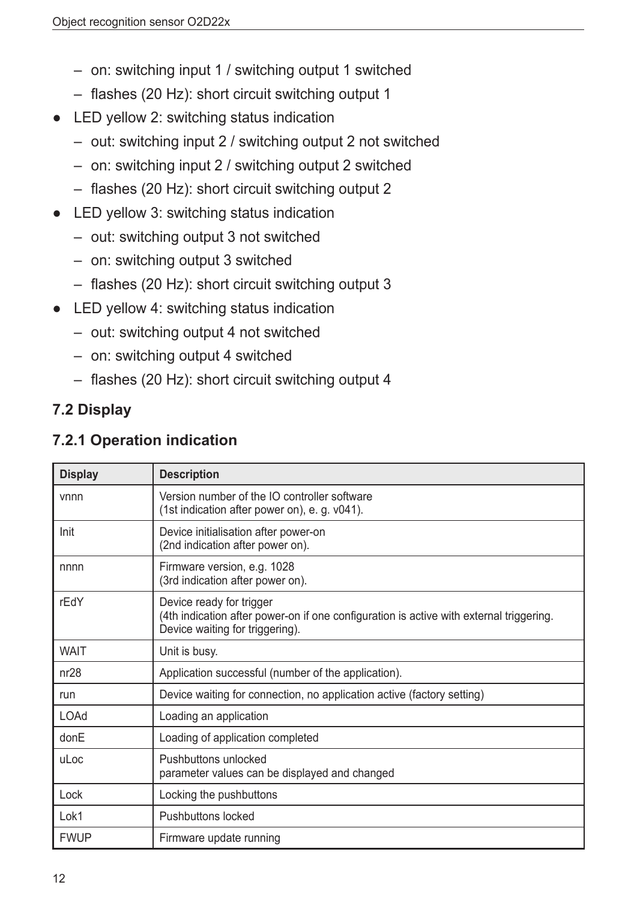- on: switching input 1 / switching output 1 switched
  - flashes (20 Hz): short circuit switching output 1
- LED yellow 2: switching status indication
  - out: switching input 2 / switching output 2 not switched
  - on: switching input 2 / switching output 2 switched
  - flashes (20 Hz): short circuit switching output 2
- LED yellow 3: switching status indication
  - out: switching output 3 not switched
  - on: switching output 3 switched
  - flashes (20 Hz): short circuit switching output 3
- LED yellow 4: switching status indication
  - out: switching output 4 not switched
  - on: switching output 4 switched
  - flashes (20 Hz): short circuit switching output 4

## 7.2 Display

### 7.2.1 Operation indication

| Display | Description |
|---|---|
| vnnn | Version number of the IO controller software<br>(1st indication after power on), e. g. v041). |
| Init | Device initialisation after power-on<br>(2nd indication after power on). |
| nnnn | Firmware version, e.g. 1028<br>(3rd indication after power on). |
| rEdY | Device ready for trigger<br>(4th indication after power-on if one configuration is active with external triggering. Device waiting for triggering). |
| WAIT | Unit is busy. |
| nr28 | Application successful (number of the application). |
| run | Device waiting for connection, no application active (factory setting) |
| LOAd | Loading an application |
| donE | Loading of application completed |
| uLoc | Pushbuttons unlocked<br>parameter values can be displayed and changed |
| Lock | Locking the pushbuttons |
| Lok1 | Pushbuttons locked |
| FWUP | Firmware update running |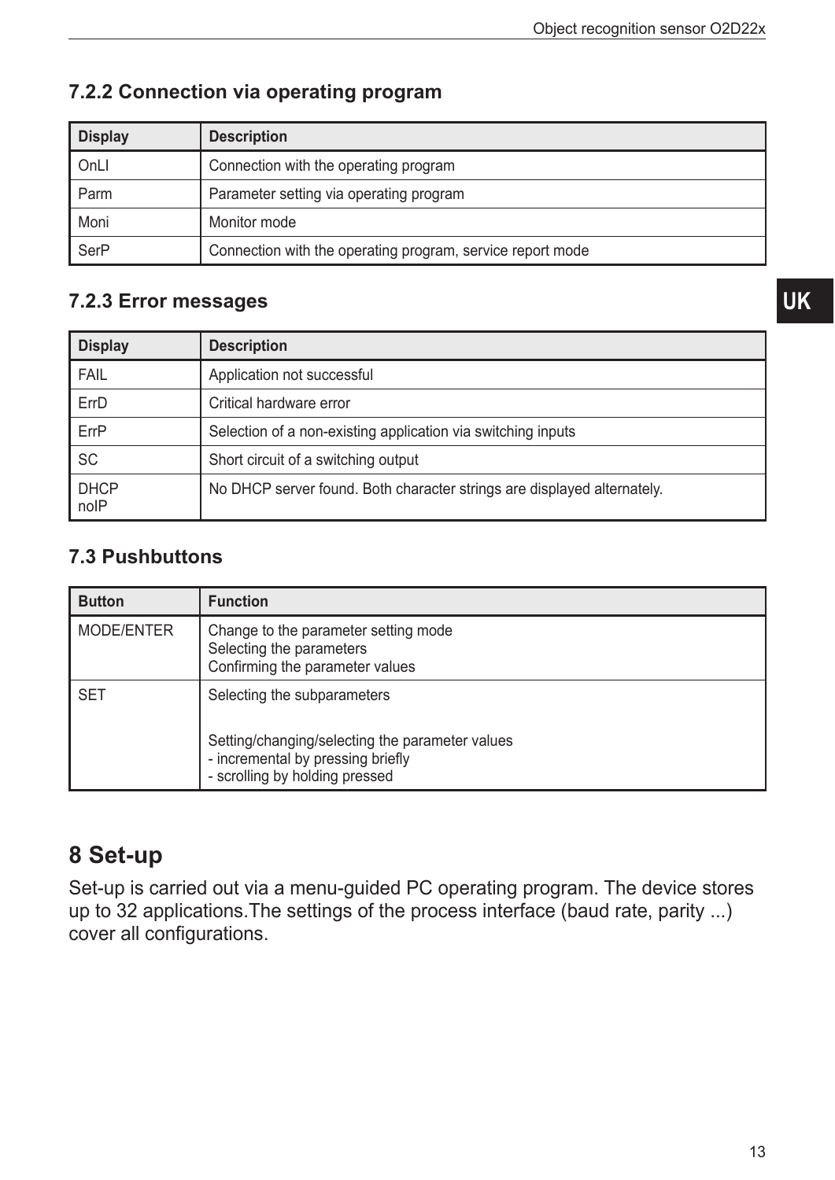### 7.2.2 Connection via operating program

| Display | Description |
|---|---|
| OnLI | Connection with the operating program |
| Parm | Parameter setting via operating program |
| Moni | Monitor mode |
| SerP | Connection with the operating program, service report mode |

### 7.2.3 Error messages

| Display | Description |
|---|---|
| FAIL | Application not successful |
| ErrD | Critical hardware error |
| ErrP | Selection of a non-existing application via switching inputs |
| SC | Short circuit of a switching output |
| DHCP<br>noIP | No DHCP server found. Both character strings are displayed alternately. |

## 7.3 Pushbuttons

| Button | Function |
|---|---|
| MODE/ENTER | Change to the parameter setting mode<br>Selecting the parameters<br>Confirming the parameter values |
| SET | Selecting the subparameters<br><br>Setting/changing/selecting the parameter values<br>- incremental by pressing briefly<br>- scrolling by holding pressed |

# 8 Set-up

Set-up is carried out via a menu-guided PC operating program. The device stores up to 32 applications.The settings of the process interface (baud rate, parity ...) cover all configurations.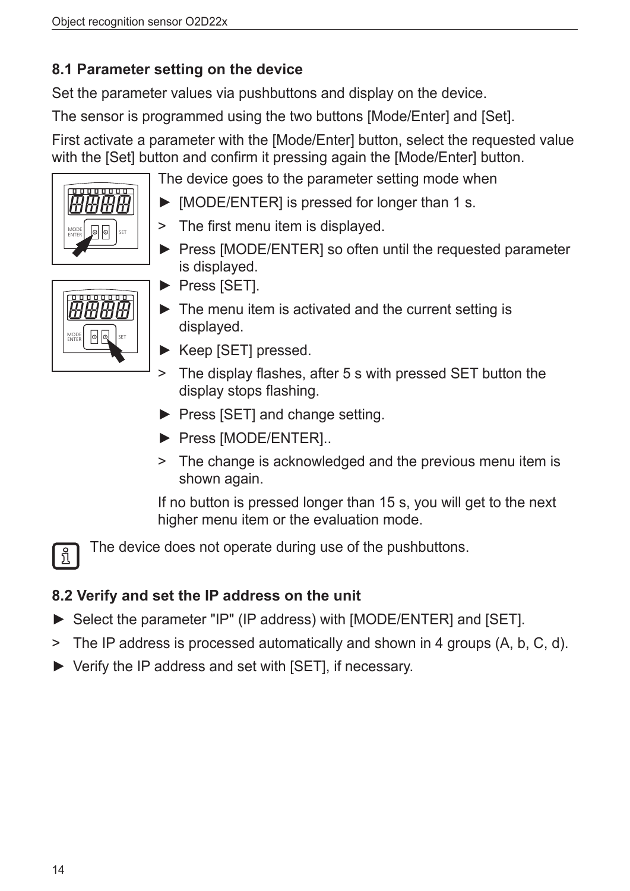## 8.1 Parameter setting on the device

Set the parameter values via pushbuttons and display on the device.

The sensor is programmed using the two buttons [Mode/Enter] and [Set].

First activate a parameter with the [Mode/Enter] button, select the requested value with the [Set] button and confirm it pressing again the [Mode/Enter] button.

The device goes to the parameter setting mode when

► [MODE/ENTER] is pressed for longer than 1 s.

> The first menu item is displayed.

► Press [MODE/ENTER] so often until the requested parameter is displayed.

► Press [SET].

► The menu item is activated and the current setting is displayed.

► Keep [SET] pressed.

> The display flashes, after 5 s with pressed SET button the display stops flashing.

► Press [SET] and change setting.

► Press [MODE/ENTER]..

> The change is acknowledged and the previous menu item is shown again.

If no button is pressed longer than 15 s, you will get to the next higher menu item or the evaluation mode.

The device does not operate during use of the pushbuttons.

## 8.2 Verify and set the IP address on the unit

► Select the parameter "IP" (IP address) with [MODE/ENTER] and [SET].

> The IP address is processed automatically and shown in 4 groups (A, b, C, d).

► Verify the IP address and set with [SET], if necessary.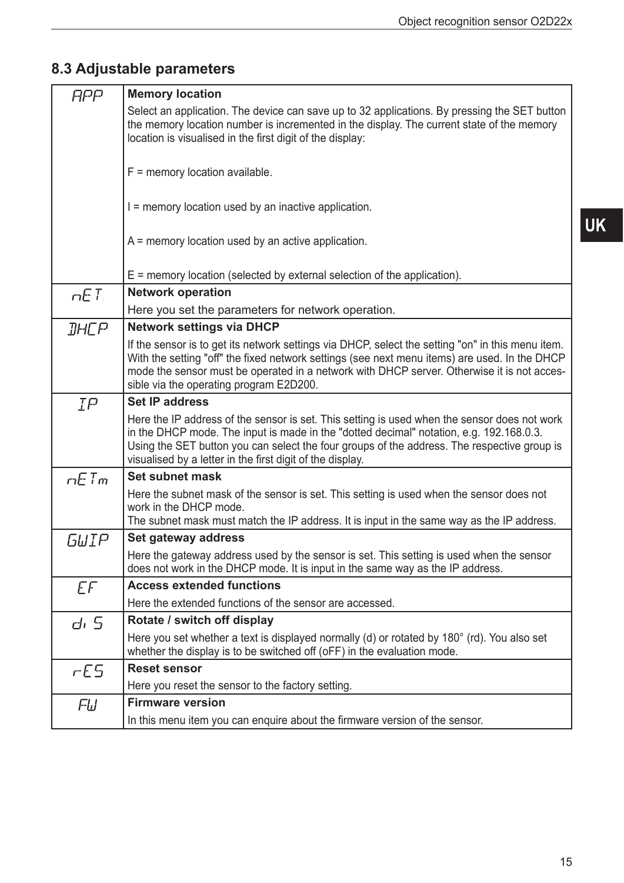## 8.3 Adjustable parameters

| | |
|---|---|
| APP | **Memory location**<br>Select an application. The device can save up to 32 applications. By pressing the SET button the memory location number is incremented in the display. The current state of the memory location is visualised in the first digit of the display:<br><br>F = memory location available.<br><br>I = memory location used by an inactive application.<br><br>A = memory location used by an active application.<br><br>E = memory location (selected by external selection of the application). |
| nET. | **Network operation**<br>Here you set the parameters for network operation. |
| DHCP | **Network settings via DHCP**<br>If the sensor is to get its network settings via DHCP, select the setting "on" in this menu item. With the setting "off" the fixed network settings (see next menu items) are used. In the DHCP mode the sensor must be operated in a network with DHCP server. Otherwise it is not accessible via the operating program E2D200. |
| IP | **Set IP address**<br>Here the IP address of the sensor is set. This setting is used when the sensor does not work in the DHCP mode. The input is made in the "dotted decimal" notation, e.g. 192.168.0.3. Using the SET button you can select the four groups of the address. The respective group is visualised by a letter in the first digit of the display. |
| nETm | **Set subnet mask**<br>Here the subnet mask of the sensor is set. This setting is used when the sensor does not work in the DHCP mode.<br>The subnet mask must match the IP address. It is input in the same way as the IP address. |
| GWIP | **Set gateway address**<br>Here the gateway address used by the sensor is set. This setting is used when the sensor does not work in the DHCP mode. It is input in the same way as the IP address. |
| EF | **Access extended functions**<br>Here the extended functions of the sensor are accessed. |
| diS | **Rotate / switch off display**<br>Here you set whether a text is displayed normally (d) or rotated by 180° (rd). You also set whether the display is to be switched off (oFF) in the evaluation mode. |
| rES | **Reset sensor**<br>Here you reset the sensor to the factory setting. |
| FW | **Firmware version**<br>In this menu item you can enquire about the firmware version of the sensor. |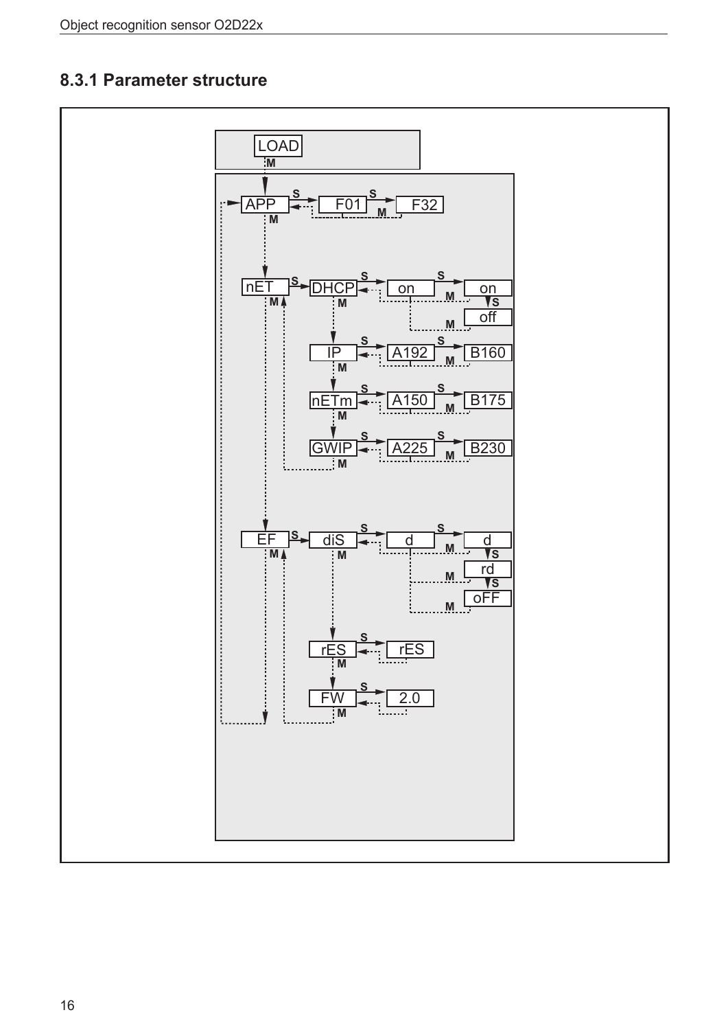### 8.3.1 Parameter structure

LOAD

APP → F01 → F32

nET → DHCP → on → on / off

IP → A192 → B160

nETm → A150 → B175

GWIP → A225 → B230

EF → diS → d → d / rd / oFF

rES → rES

FW → 2.0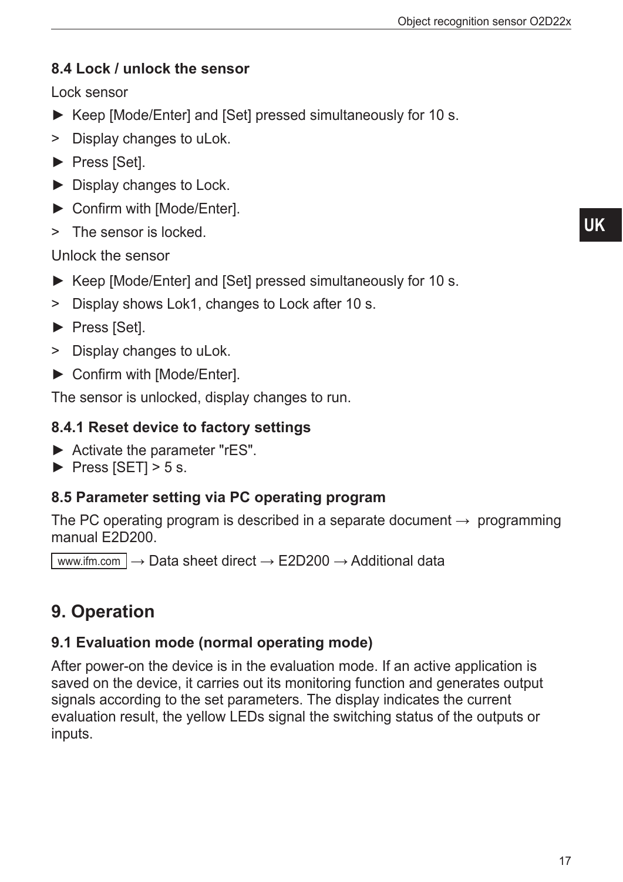### 8.4 Lock / unlock the sensor

Lock sensor

► Keep [Mode/Enter] and [Set] pressed simultaneously for 10 s.

> Display changes to uLok.

► Press [Set].

► Display changes to Lock.

► Confirm with [Mode/Enter].

> The sensor is locked.

Unlock the sensor

► Keep [Mode/Enter] and [Set] pressed simultaneously for 10 s.

> Display shows Lok1, changes to Lock after 10 s.

► Press [Set].

> Display changes to uLok.

► Confirm with [Mode/Enter].

The sensor is unlocked, display changes to run.

#### 8.4.1 Reset device to factory settings

► Activate the parameter "rES".
► Press [SET] > 5 s.

### 8.5 Parameter setting via PC operating program

The PC operating program is described in a separate document → programming manual E2D200.

www.ifm.com → Data sheet direct → E2D200 → Additional data

## 9. Operation

### 9.1 Evaluation mode (normal operating mode)

After power-on the device is in the evaluation mode. If an active application is saved on the device, it carries out its monitoring function and generates output signals according to the set parameters. The display indicates the current evaluation result, the yellow LEDs signal the switching status of the outputs or inputs.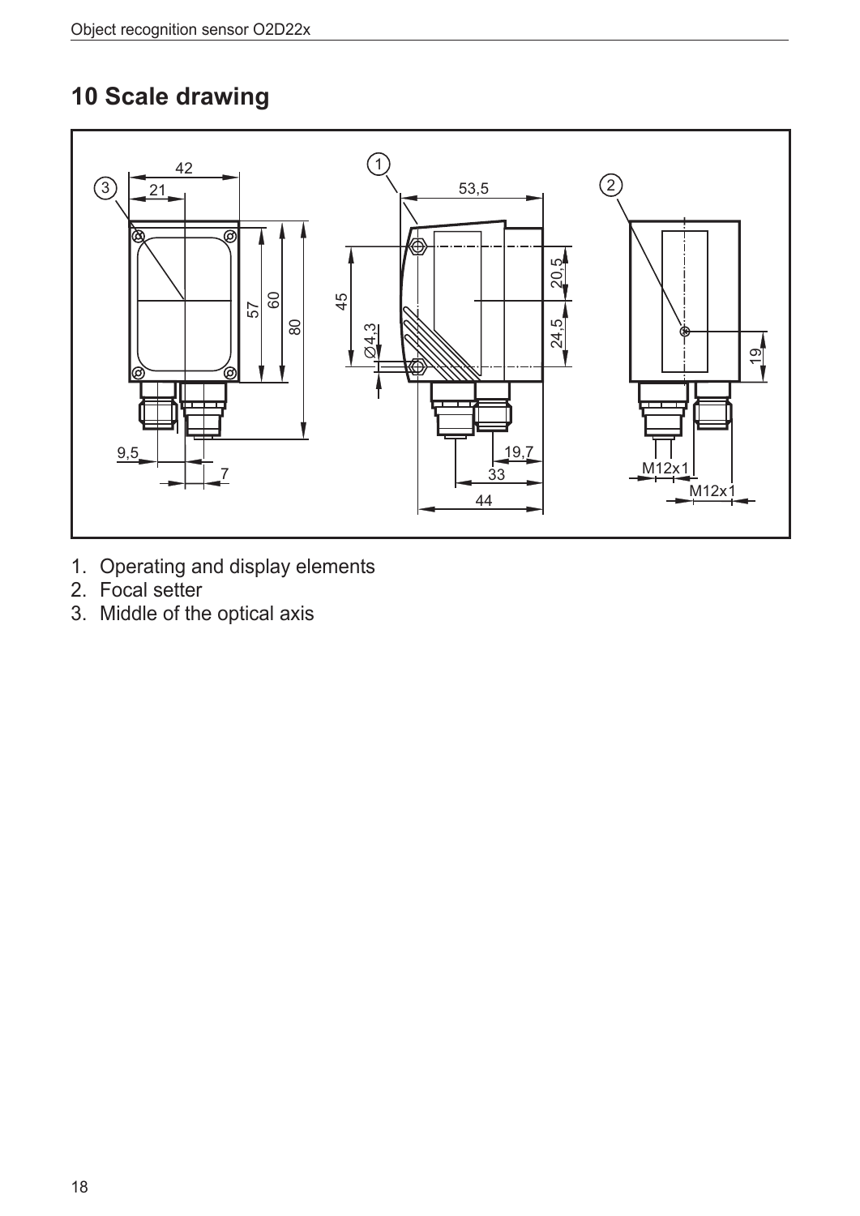# 10 Scale drawing

1. Operating and display elements
2. Focal setter
3. Middle of the optical axis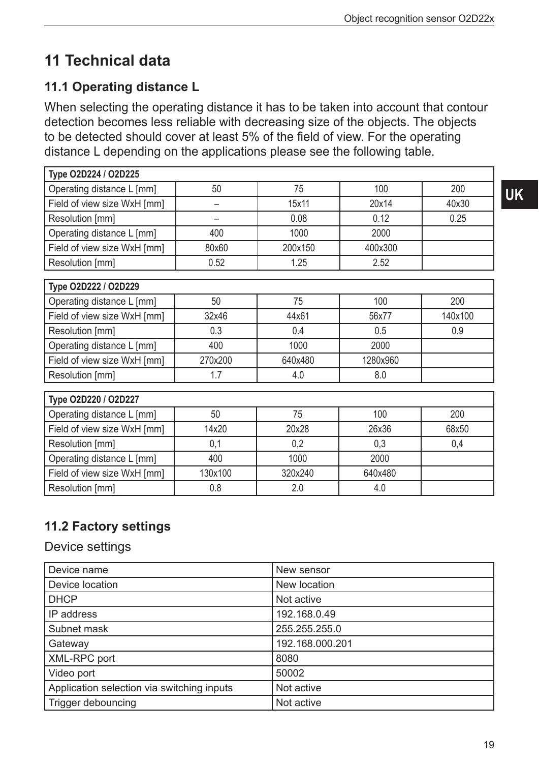# 11 Technical data

## 11.1 Operating distance L

When selecting the operating distance it has to be taken into account that contour detection becomes less reliable with decreasing size of the objects. The objects to be detected should cover at least 5% of the field of view. For the operating distance L depending on the applications please see the following table.

| Type O2D224 / O2D225 | | | | |
|---|---|---|---|---|
| Operating distance L [mm] | 50 | 75 | 100 | 200 |
| Field of view size WxH [mm] | – | 15x11 | 20x14 | 40x30 |
| Resolution [mm] | – | 0.08 | 0.12 | 0.25 |
| Operating distance L [mm] | 400 | 1000 | 2000 | |
| Field of view size WxH [mm] | 80x60 | 200x150 | 400x300 | |
| Resolution [mm] | 0.52 | 1.25 | 2.52 | |

| Type O2D222 / O2D229 | | | | |
|---|---|---|---|---|
| Operating distance L [mm] | 50 | 75 | 100 | 200 |
| Field of view size WxH [mm] | 32x46 | 44x61 | 56x77 | 140x100 |
| Resolution [mm] | 0.3 | 0.4 | 0.5 | 0.9 |
| Operating distance L [mm] | 400 | 1000 | 2000 | |
| Field of view size WxH [mm] | 270x200 | 640x480 | 1280x960 | |
| Resolution [mm] | 1.7 | 4.0 | 8.0 | |

| Type O2D220 / O2D227 | | | | |
|---|---|---|---|---|
| Operating distance L [mm] | 50 | 75 | 100 | 200 |
| Field of view size WxH [mm] | 14x20 | 20x28 | 26x36 | 68x50 |
| Resolution [mm] | 0,1 | 0,2 | 0,3 | 0,4 |
| Operating distance L [mm] | 400 | 1000 | 2000 | |
| Field of view size WxH [mm] | 130x100 | 320x240 | 640x480 | |
| Resolution [mm] | 0.8 | 2.0 | 4.0 | |

## 11.2 Factory settings

Device settings

| Device name | New sensor |
|---|---|
| Device location | New location |
| DHCP | Not active |
| IP address | 192.168.0.49 |
| Subnet mask | 255.255.255.0 |
| Gateway | 192.168.000.201 |
| XML-RPC port | 8080 |
| Video port | 50002 |
| Application selection via switching inputs | Not active |
| Trigger debouncing | Not active |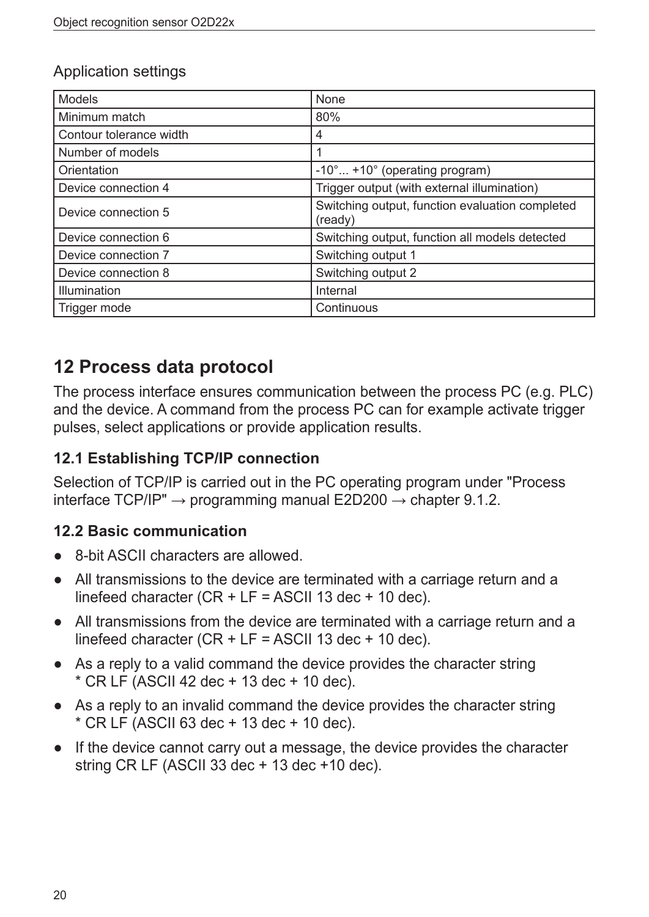Application settings

| Models | None |
| --- | --- |
| Minimum match | 80% |
| Contour tolerance width | 4 |
| Number of models | 1 |
| Orientation | -10°... +10° (operating program) |
| Device connection 4 | Trigger output (with external illumination) |
| Device connection 5 | Switching output, function evaluation completed (ready) |
| Device connection 6 | Switching output, function all models detected |
| Device connection 7 | Switching output 1 |
| Device connection 8 | Switching output 2 |
| Illumination | Internal |
| Trigger mode | Continuous |

# 12 Process data protocol

The process interface ensures communication between the process PC (e.g. PLC) and the device. A command from the process PC can for example activate trigger pulses, select applications or provide application results.

## 12.1 Establishing TCP/IP connection

Selection of TCP/IP is carried out in the PC operating program under "Process interface TCP/IP" → programming manual E2D200 → chapter 9.1.2.

## 12.2 Basic communication

- 8-bit ASCII characters are allowed.
- All transmissions to the device are terminated with a carriage return and a linefeed character (CR + LF = ASCII 13 dec + 10 dec).
- All transmissions from the device are terminated with a carriage return and a linefeed character (CR + LF = ASCII 13 dec + 10 dec).
- As a reply to a valid command the device provides the character string * CR LF (ASCII 42 dec + 13 dec + 10 dec).
- As a reply to an invalid command the device provides the character string * CR LF (ASCII 63 dec + 13 dec + 10 dec).
- If the device cannot carry out a message, the device provides the character string CR LF (ASCII 33 dec + 13 dec +10 dec).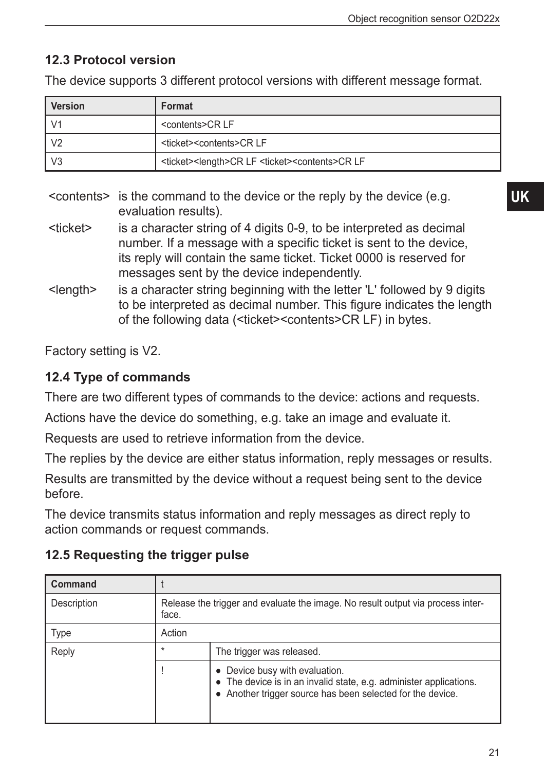## 12.3 Protocol version

The device supports 3 different protocol versions with different message format.

| Version | Format |
|---|---|
| V1 | <contents>CR LF |
| V2 | <ticket><contents>CR LF |
| V3 | <ticket><length>CR LF <ticket><contents>CR LF |

<contents> is the command to the device or the reply by the device (e.g. evaluation results).

<ticket> is a character string of 4 digits 0-9, to be interpreted as decimal number. If a message with a specific ticket is sent to the device, its reply will contain the same ticket. Ticket 0000 is reserved for messages sent by the device independently.

<length> is a character string beginning with the letter 'L' followed by 9 digits to be interpreted as decimal number. This figure indicates the length of the following data (<ticket><contents>CR LF) in bytes.

Factory setting is V2.

## 12.4 Type of commands

There are two different types of commands to the device: actions and requests.

Actions have the device do something, e.g. take an image and evaluate it.

Requests are used to retrieve information from the device.

The replies by the device are either status information, reply messages or results.

Results are transmitted by the device without a request being sent to the device before.

The device transmits status information and reply messages as direct reply to action commands or request commands.

## 12.5 Requesting the trigger pulse

| Command | t | |
|---|---|---|
| Description | Release the trigger and evaluate the image. No result output via process interface. | |
| Type | Action | |
| Reply | * | The trigger was released. |
| | ! | ● Device busy with evaluation.<br>● The device is in an invalid state, e.g. administer applications.<br>● Another trigger source has been selected for the device. |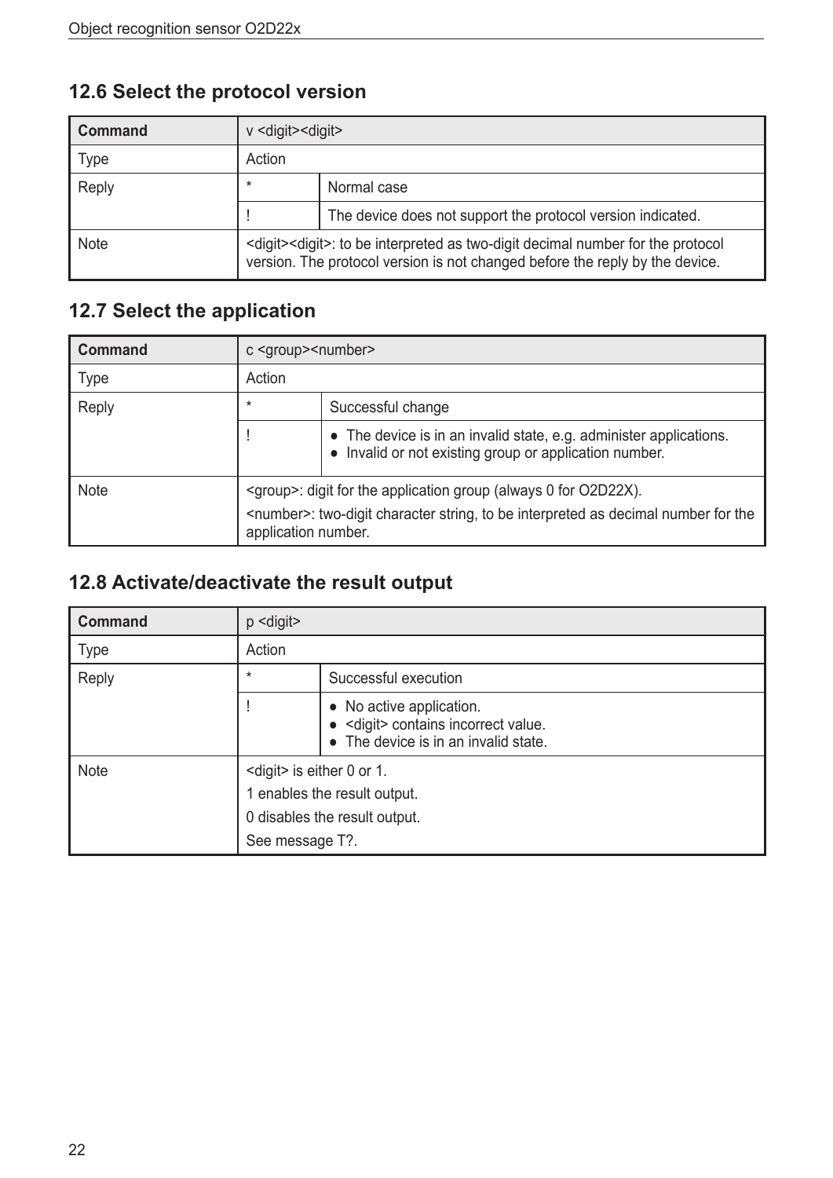## 12.6 Select the protocol version

| Command | v <digit><digit> | |
|---|---|---|
| Type | Action | |
| Reply | * | Normal case |
| | ! | The device does not support the protocol version indicated. |
| Note | <digit><digit>: to be interpreted as two-digit decimal number for the protocol version. The protocol version is not changed before the reply by the device. | |

## 12.7 Select the application

| Command | c <group><number> | |
|---|---|---|
| Type | Action | |
| Reply | * | Successful change |
| | ! | ● The device is in an invalid state, e.g. administer applications.<br>● Invalid or not existing group or application number. |
| Note | <group>: digit for the application group (always 0 for O2D22X).<br><number>: two-digit character string, to be interpreted as decimal number for the application number. | |

## 12.8 Activate/deactivate the result output

| Command | p <digit> | |
|---|---|---|
| Type | Action | |
| Reply | * | Successful execution |
| | ! | ● No active application.<br>● <digit> contains incorrect value.<br>● The device is in an invalid state. |
| Note | <digit> is either 0 or 1.<br>1 enables the result output.<br>0 disables the result output.<br>See message T?. | |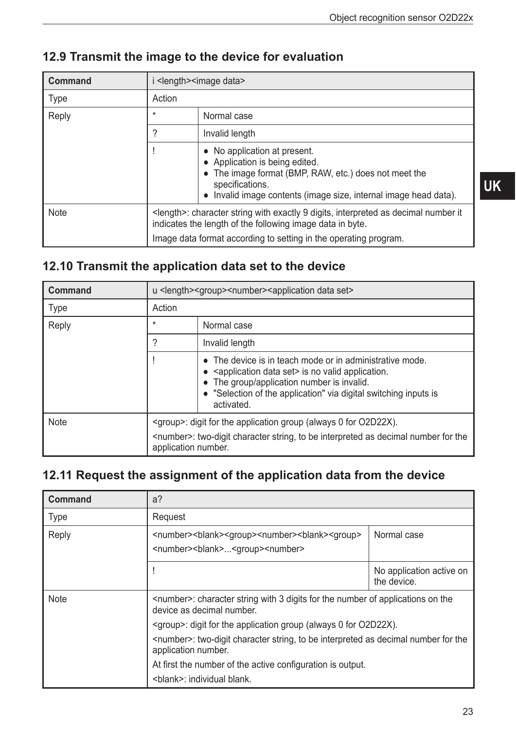## 12.9 Transmit the image to the device for evaluation

| Command | i <length><image data> | |
|---|---|---|
| Type | Action | |
| Reply | * | Normal case |
| | ? | Invalid length |
| | ! | ● No application at present.<br>● Application is being edited.<br>● The image format (BMP, RAW, etc.) does not meet the specifications.<br>● Invalid image contents (image size, internal image head data). |
| Note | <length>: character string with exactly 9 digits, interpreted as decimal number it indicates the length of the following image data in byte.<br>Image data format according to setting in the operating program. | |

## 12.10 Transmit the application data set to the device

| Command | u <length><group><number><application data set> | |
|---|---|---|
| Type | Action | |
| Reply | * | Normal case |
| | ? | Invalid length |
| | ! | ● The device is in teach mode or in administrative mode.<br>● <application data set> is no valid application.<br>● The group/application number is invalid.<br>● "Selection of the application" via digital switching inputs is activated. |
| Note | <group>: digit for the application group (always 0 for O2D22X).<br><number>: two-digit character string, to be interpreted as decimal number for the application number. | |

## 12.11 Request the assignment of the application data from the device

| Command | a? | |
|---|---|---|
| Type | Request | |
| Reply | <number><blank><group><number><blank><group><br><number><blank>...<group><number> | Normal case |
| | ! | No application active on the device. |
| Note | <number>: character string with 3 digits for the number of applications on the device as decimal number.<br><group>: digit for the application group (always 0 for O2D22X).<br><number>: two-digit character string, to be interpreted as decimal number for the application number.<br>At first the number of the active configuration is output.<br><blank>: individual blank. | |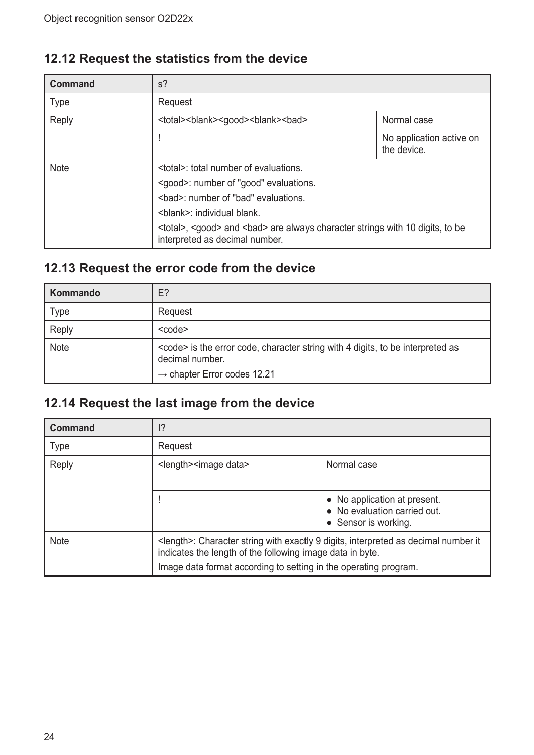## 12.12 Request the statistics from the device

| Command | s? | |
|---|---|---|
| Type | Request | |
| Reply | <total><blank><good><blank><bad> | Normal case |
| | ! | No application active on the device. |
| Note | <total>: total number of evaluations.<br><good>: number of "good" evaluations.<br><bad>: number of "bad" evaluations.<br><blank>: individual blank.<br><total>, <good> and <bad> are always character strings with 10 digits, to be interpreted as decimal number. | |

## 12.13 Request the error code from the device

| Kommando | E? |
|---|---|
| Type | Request |
| Reply | <code> |
| Note | <code> is the error code, character string with 4 digits, to be interpreted as decimal number.<br>→ chapter Error codes 12.21 |

## 12.14 Request the last image from the device

| Command | I? | |
|---|---|---|
| Type | Request | |
| Reply | <length><image data> | Normal case |
| | ! | • No application at present.<br>• No evaluation carried out.<br>• Sensor is working. |
| Note | <length>: Character string with exactly 9 digits, interpreted as decimal number it indicates the length of the following image data in byte.<br>Image data format according to setting in the operating program. | |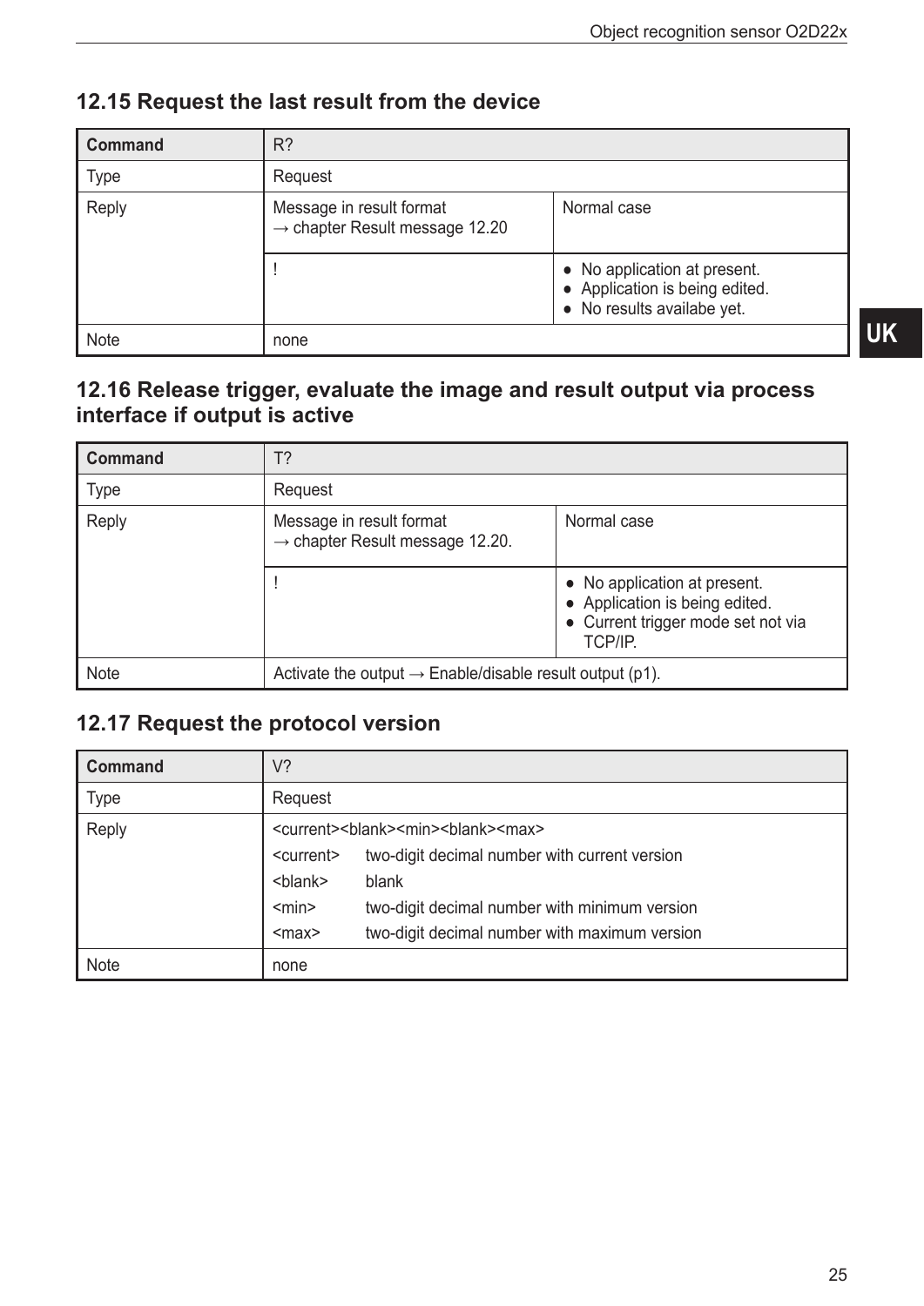## 12.15 Request the last result from the device

| Command | R? | |
|---|---|---|
| Type | Request | |
| Reply | Message in result format<br>→ chapter Result message 12.20 | Normal case |
| | ! | ● No application at present.<br>● Application is being edited.<br>● No results availabe yet. |
| Note | none | |

## 12.16 Release trigger, evaluate the image and result output via process interface if output is active

| Command | T? | |
|---|---|---|
| Type | Request | |
| Reply | Message in result format<br>→ chapter Result message 12.20. | Normal case |
| | ! | ● No application at present.<br>● Application is being edited.<br>● Current trigger mode set not via TCP/IP. |
| Note | Activate the output → Enable/disable result output (p1). | |

## 12.17 Request the protocol version

| Command | V? | |
|---|---|---|
| Type | Request | |
| Reply | <current><blank><min><blank><max> | |
| | <current> | two-digit decimal number with current version |
| | <blank> | blank |
| | <min> | two-digit decimal number with minimum version |
| | <max> | two-digit decimal number with maximum version |
| Note | none | |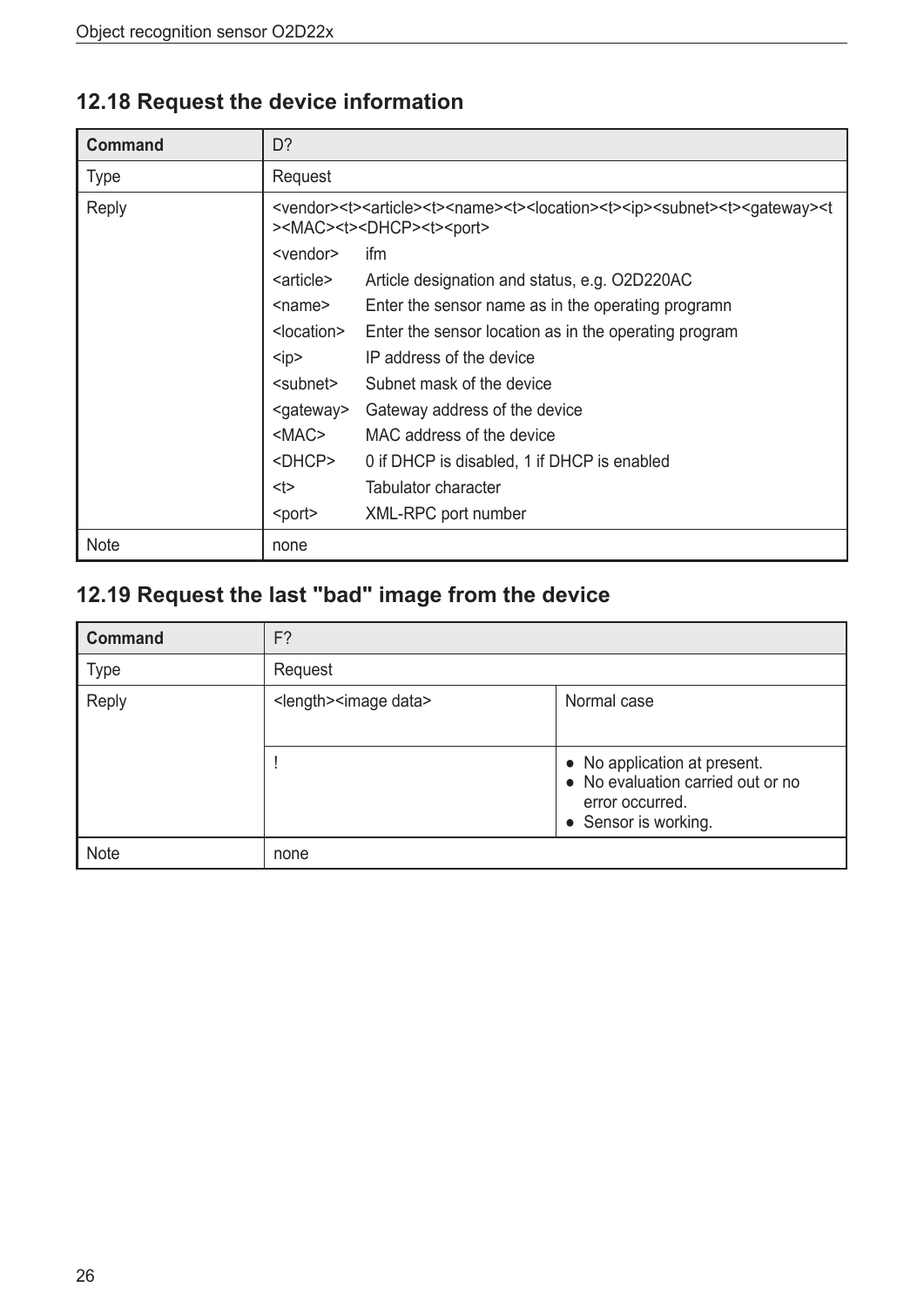## 12.18 Request the device information

| Command | D? | |
|---|---|---|
| Type | Request | |
| Reply | <vendor><t><article><t><name><t><location><t><ip><subnet><t><gateway><t><MAC><t><DHCP><t><port> | |
| | <vendor> | ifm |
| | <article> | Article designation and status, e.g. O2D220AC |
| | <name> | Enter the sensor name as in the operating programn |
| | <location> | Enter the sensor location as in the operating program |
| | <ip> | IP address of the device |
| | <subnet> | Subnet mask of the device |
| | <gateway> | Gateway address of the device |
| | <MAC> | MAC address of the device |
| | <DHCP> | 0 if DHCP is disabled, 1 if DHCP is enabled |
| | <t> | Tabulator character |
| | <port> | XML-RPC port number |
| Note | none | |

## 12.19 Request the last "bad" image from the device

| Command | F? | |
|---|---|---|
| Type | Request | |
| Reply | <length><image data> | Normal case |
| | ! | • No application at present.<br>• No evaluation carried out or no error occurred.<br>• Sensor is working. |
| Note | none | |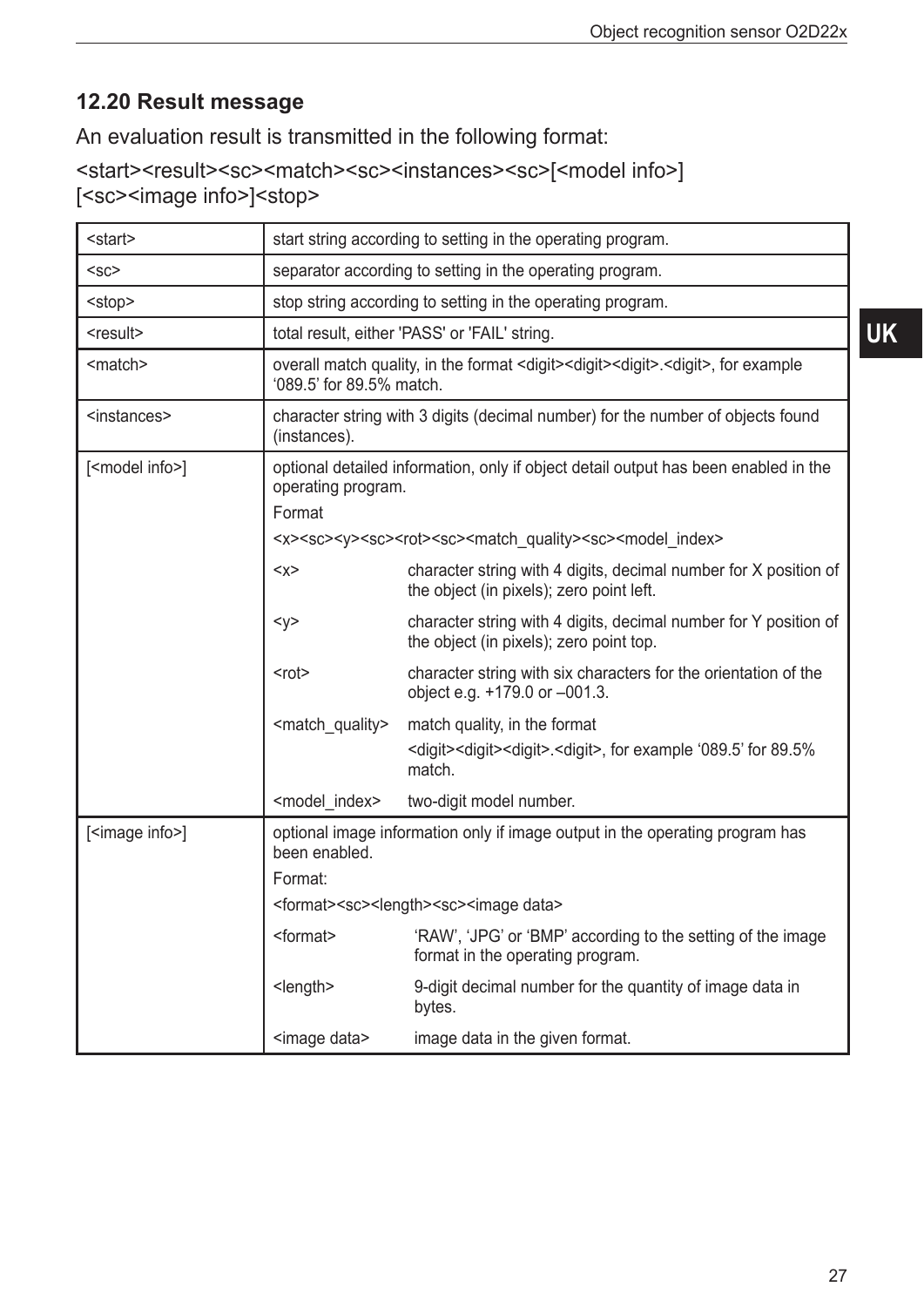## 12.20 Result message

An evaluation result is transmitted in the following format:

<start><result><sc><match><sc><instances><sc>[<model info>]
[<sc><image info>]<stop>

| | |
|---|---|
| <start> | start string according to setting in the operating program. |
| <sc> | separator according to setting in the operating program. |
| <stop> | stop string according to setting in the operating program. |
| <result> | total result, either 'PASS' or 'FAIL' string. |
| <match> | overall match quality, in the format <digit><digit><digit>.<digit>, for example '089.5' for 89.5% match. |
| <instances> | character string with 3 digits (decimal number) for the number of objects found (instances). |
| [<model info>] | optional detailed information, only if object detail output has been enabled in the operating program.<br>Format<br><x><sc><y><sc><rot><sc><match_quality><sc><model_index><br><x> character string with 4 digits, decimal number for X position of the object (in pixels); zero point left.<br><y> character string with 4 digits, decimal number for Y position of the object (in pixels); zero point top.<br><rot> character string with six characters for the orientation of the object e.g. +179.0 or –001.3.<br><match_quality> match quality, in the format <digit><digit><digit>.<digit>, for example '089.5' for 89.5% match.<br><model_index> two-digit model number. |
| [<image info>] | optional image information only if image output in the operating program has been enabled.<br>Format:<br><format><sc><length><sc><image data><br><format> 'RAW', 'JPG' or 'BMP' according to the setting of the image format in the operating program.<br><length> 9-digit decimal number for the quantity of image data in bytes.<br><image data> image data in the given format. |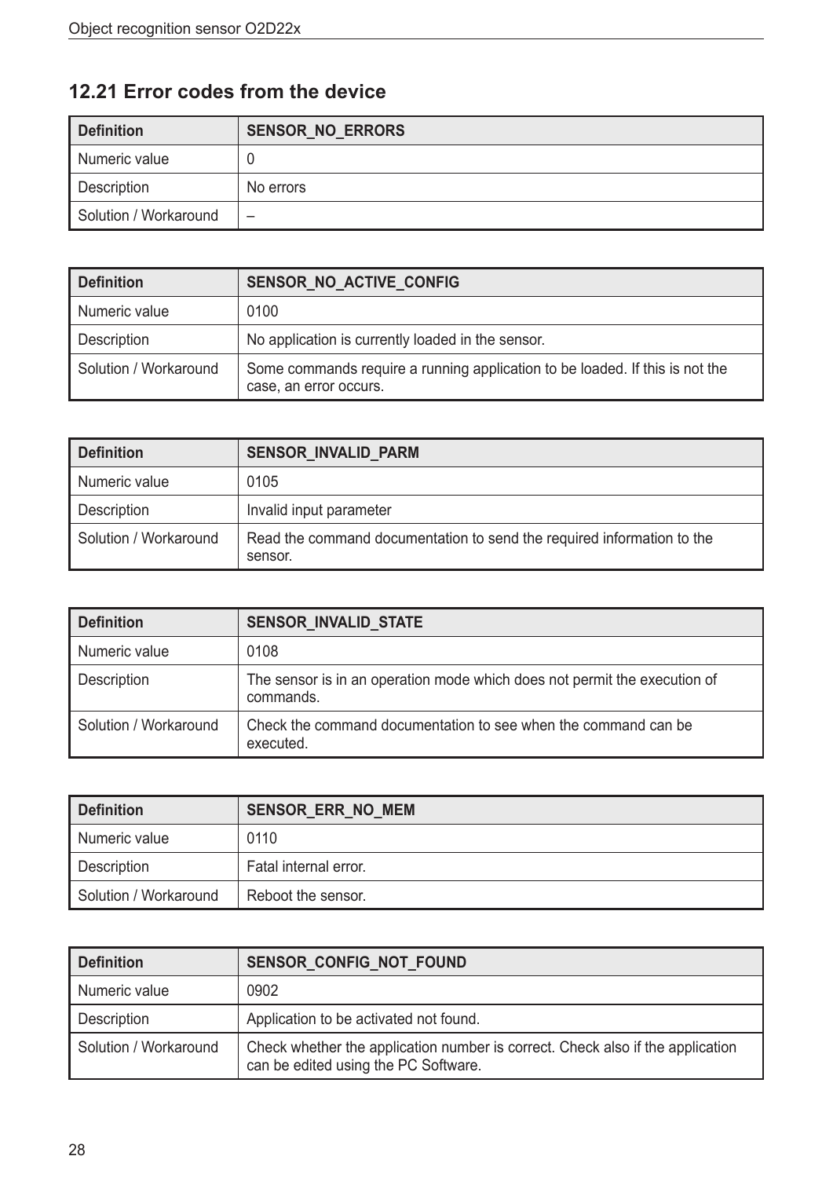## 12.21 Error codes from the device

| Definition | SENSOR_NO_ERRORS |
|---|---|
| Numeric value | 0 |
| Description | No errors |
| Solution / Workaround | – |

| Definition | SENSOR_NO_ACTIVE_CONFIG |
|---|---|
| Numeric value | 0100 |
| Description | No application is currently loaded in the sensor. |
| Solution / Workaround | Some commands require a running application to be loaded. If this is not the case, an error occurs. |

| Definition | SENSOR_INVALID_PARM |
|---|---|
| Numeric value | 0105 |
| Description | Invalid input parameter |
| Solution / Workaround | Read the command documentation to send the required information to the sensor. |

| Definition | SENSOR_INVALID_STATE |
|---|---|
| Numeric value | 0108 |
| Description | The sensor is in an operation mode which does not permit the execution of commands. |
| Solution / Workaround | Check the command documentation to see when the command can be executed. |

| Definition | SENSOR_ERR_NO_MEM |
|---|---|
| Numeric value | 0110 |
| Description | Fatal internal error. |
| Solution / Workaround | Reboot the sensor. |

| Definition | SENSOR_CONFIG_NOT_FOUND |
|---|---|
| Numeric value | 0902 |
| Description | Application to be activated not found. |
| Solution / Workaround | Check whether the application number is correct. Check also if the application can be edited using the PC Software. |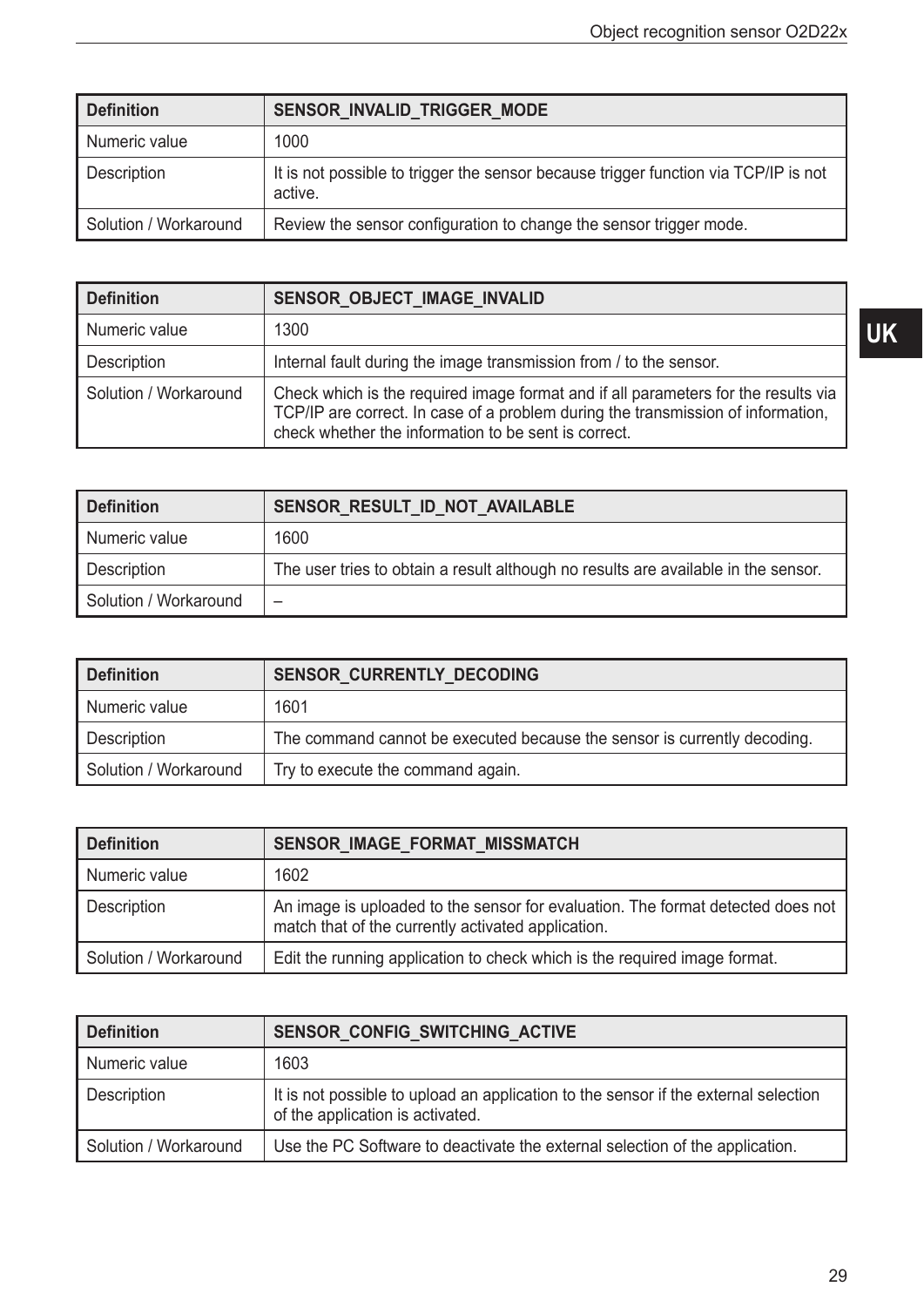| Definition | SENSOR_INVALID_TRIGGER_MODE |
|---|---|
| Numeric value | 1000 |
| Description | It is not possible to trigger the sensor because trigger function via TCP/IP is not active. |
| Solution / Workaround | Review the sensor configuration to change the sensor trigger mode. |

| Definition | SENSOR_OBJECT_IMAGE_INVALID |
|---|---|
| Numeric value | 1300 |
| Description | Internal fault during the image transmission from / to the sensor. |
| Solution / Workaround | Check which is the required image format and if all parameters for the results via TCP/IP are correct. In case of a problem during the transmission of information, check whether the information to be sent is correct. |

| Definition | SENSOR_RESULT_ID_NOT_AVAILABLE |
|---|---|
| Numeric value | 1600 |
| Description | The user tries to obtain a result although no results are available in the sensor. |
| Solution / Workaround | – |

| Definition | SENSOR_CURRENTLY_DECODING |
|---|---|
| Numeric value | 1601 |
| Description | The command cannot be executed because the sensor is currently decoding. |
| Solution / Workaround | Try to execute the command again. |

| Definition | SENSOR_IMAGE_FORMAT_MISSMATCH |
|---|---|
| Numeric value | 1602 |
| Description | An image is uploaded to the sensor for evaluation. The format detected does not match that of the currently activated application. |
| Solution / Workaround | Edit the running application to check which is the required image format. |

| Definition | SENSOR_CONFIG_SWITCHING_ACTIVE |
|---|---|
| Numeric value | 1603 |
| Description | It is not possible to upload an application to the sensor if the external selection of the application is activated. |
| Solution / Workaround | Use the PC Software to deactivate the external selection of the application. |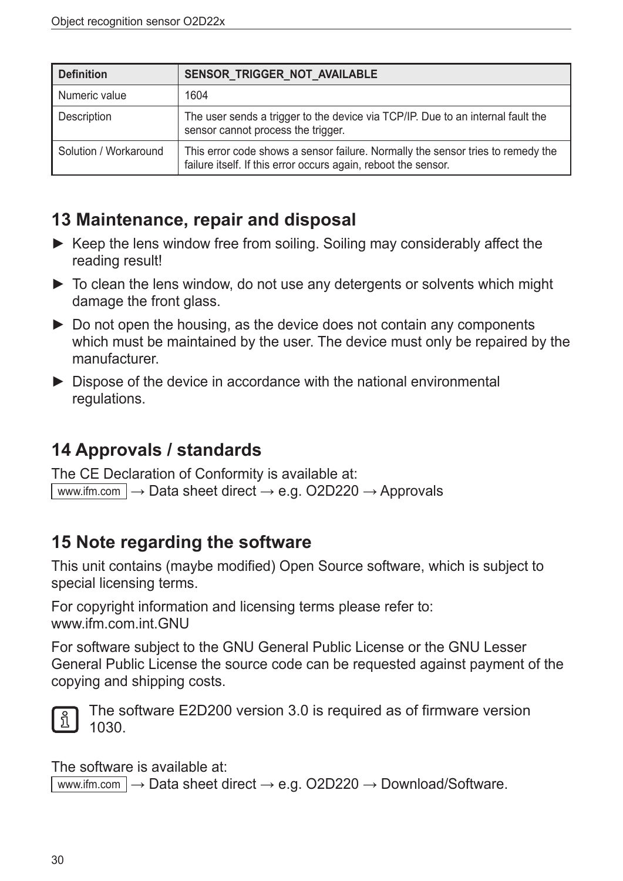| Definition | SENSOR_TRIGGER_NOT_AVAILABLE |
| --- | --- |
| Numeric value | 1604 |
| Description | The user sends a trigger to the device via TCP/IP. Due to an internal fault the sensor cannot process the trigger. |
| Solution / Workaround | This error code shows a sensor failure. Normally the sensor tries to remedy the failure itself. If this error occurs again, reboot the sensor. |

# 13 Maintenance, repair and disposal

► Keep the lens window free from soiling. Soiling may considerably affect the reading result!

► To clean the lens window, do not use any detergents or solvents which might damage the front glass.

► Do not open the housing, as the device does not contain any components which must be maintained by the user. The device must only be repaired by the manufacturer.

► Dispose of the device in accordance with the national environmental regulations.

# 14 Approvals / standards

The CE Declaration of Conformity is available at:
www.ifm.com → Data sheet direct → e.g. O2D220 → Approvals

# 15 Note regarding the software

This unit contains (maybe modified) Open Source software, which is subject to special licensing terms.

For copyright information and licensing terms please refer to:
www.ifm.com.int.GNU

For software subject to the GNU General Public License or the GNU Lesser General Public License the source code can be requested against payment of the copying and shipping costs.

The software E2D200 version 3.0 is required as of firmware version 1030.

The software is available at:
www.ifm.com → Data sheet direct → e.g. O2D220 → Download/Software.